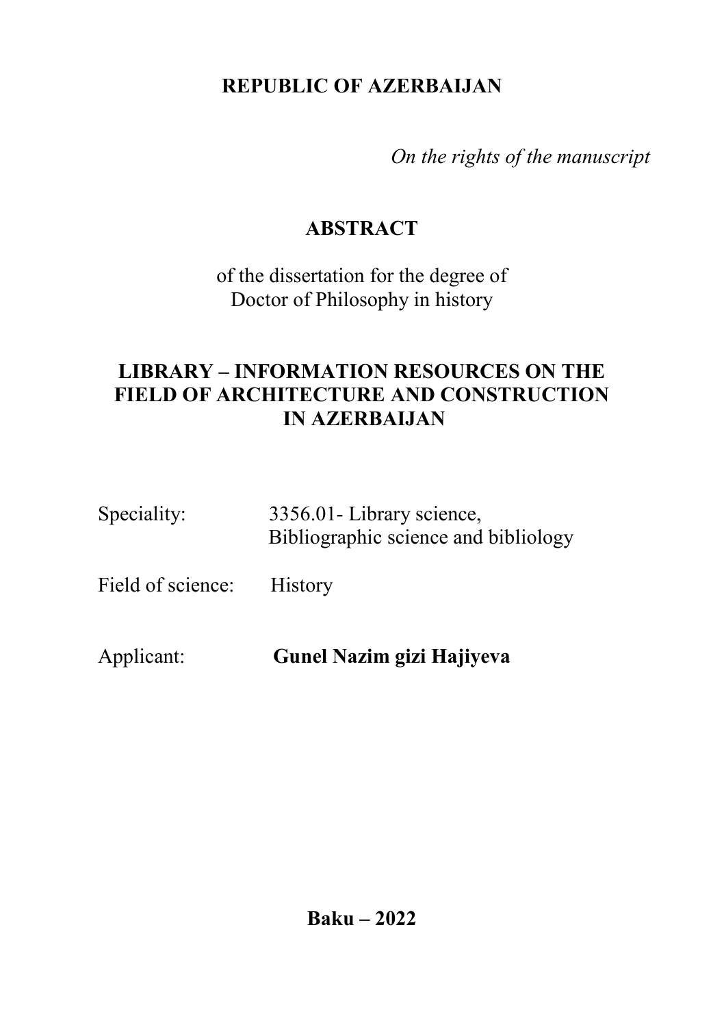**REPUBLIC OF AZERBAIJAN**

*On the rights of the manuscript*

# ABSTRACT

of the dissertation for the degree of
Doctor of Philosophy in history

# LIBRARY – INFORMATION RESOURCES ON THE FIELD OF ARCHITECTURE AND CONSTRUCTION IN AZERBAIJAN

Speciality: 3356.01- Library science, Bibliographic science and bibliology

Field of science: History

Applicant: **Gunel Nazim gizi Hajiyeva**

**Baku – 2022**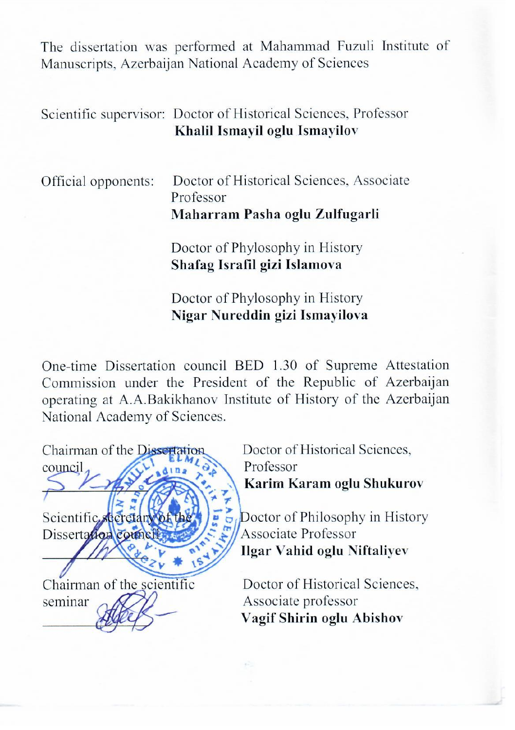The dissertation was performed at Mahammad Fuzuli Institute of Manuscripts, Azerbaijan National Academy of Sciences

Scientific supervisor: Doctor of Historical Sciences, Professor
**Khalil Ismayil oglu Ismayilov**

Official opponents: Doctor of Historical Sciences, Associate Professor
**Maharram Pasha oglu Zulfugarli**

Doctor of Phylosophy in History
**Shafag Israfil gizi Islamova**

Doctor of Phylosophy in History
**Nigar Nureddin gizi Ismayilova**

One-time Dissertation council BED 1.30 of Supreme Attestation Commission under the President of the Republic of Azerbaijan operating at A.A.Bakikhanov Institute of History of the Azerbaijan National Academy of Sciences.

Chairman of the Dissertation council
\_\_\_\_\_\_\_\_\_\_\_\_\_\_\_\_

Doctor of Historical Sciences, Professor
**Karim Karam oglu Shukurov**

Scientific secretary of the Dissertation council
\_\_\_\_\_\_\_\_\_\_\_\_\_\_\_\_

Doctor of Philosophy in History Associate Professor
**Ilgar Vahid oglu Niftaliyev**

Chairman of the scientific seminar
\_\_\_\_\_\_\_\_\_\_\_\_\_\_\_\_

Doctor of Historical Sciences, Associate professor
**Vagif Shirin oglu Abishov**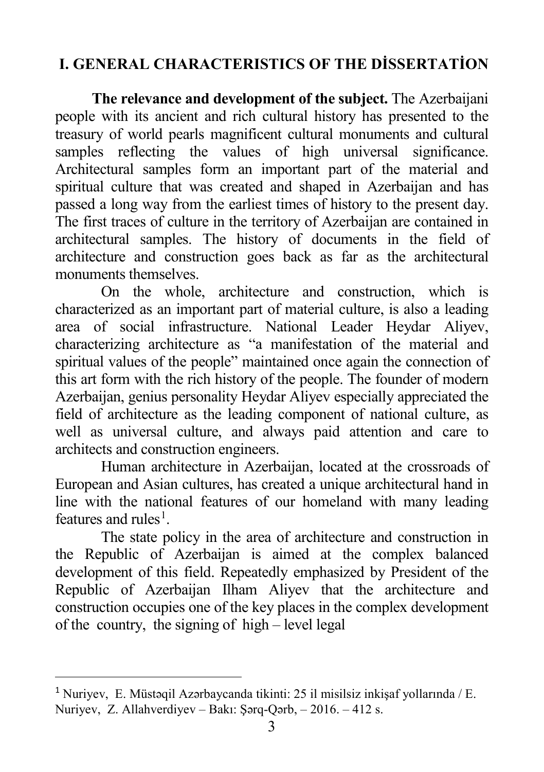## I. GENERAL CHARACTERISTICS OF THE DİSSERTATİON

**The relevance and development of the subject.** The Azerbaijani people with its ancient and rich cultural history has presented to the treasury of world pearls magnificent cultural monuments and cultural samples reflecting the values of high universal significance. Architectural samples form an important part of the material and spiritual culture that was created and shaped in Azerbaijan and has passed a long way from the earliest times of history to the present day. The first traces of culture in the territory of Azerbaijan are contained in architectural samples. The history of documents in the field of architecture and construction goes back as far as the architectural monuments themselves.

On the whole, architecture and construction, which is characterized as an important part of material culture, is also a leading area of social infrastructure. National Leader Heydar Aliyev, characterizing architecture as "a manifestation of the material and spiritual values of the people" maintained once again the connection of this art form with the rich history of the people. The founder of modern Azerbaijan, genius personality Heydar Aliyev especially appreciated the field of architecture as the leading component of national culture, as well as universal culture, and always paid attention and care to architects and construction engineers.

Human architecture in Azerbaijan, located at the crossroads of European and Asian cultures, has created a unique architectural hand in line with the national features of our homeland with many leading features and rules[1].

The state policy in the area of architecture and construction in the Republic of Azerbaijan is aimed at the complex balanced development of this field. Repeatedly emphasized by President of the Republic of Azerbaijan Ilham Aliyev that the architecture and construction occupies one of the key places in the complex development of the country, the signing of high – level legal

---

[1] Nuriyev, E. Müstəqil Azərbaycanda tikinti: 25 il misilsiz inkişaf yollarında / E. Nuriyev, Z. Allahverdiyev – Bakı: Şərq-Qərb, – 2016. – 412 s.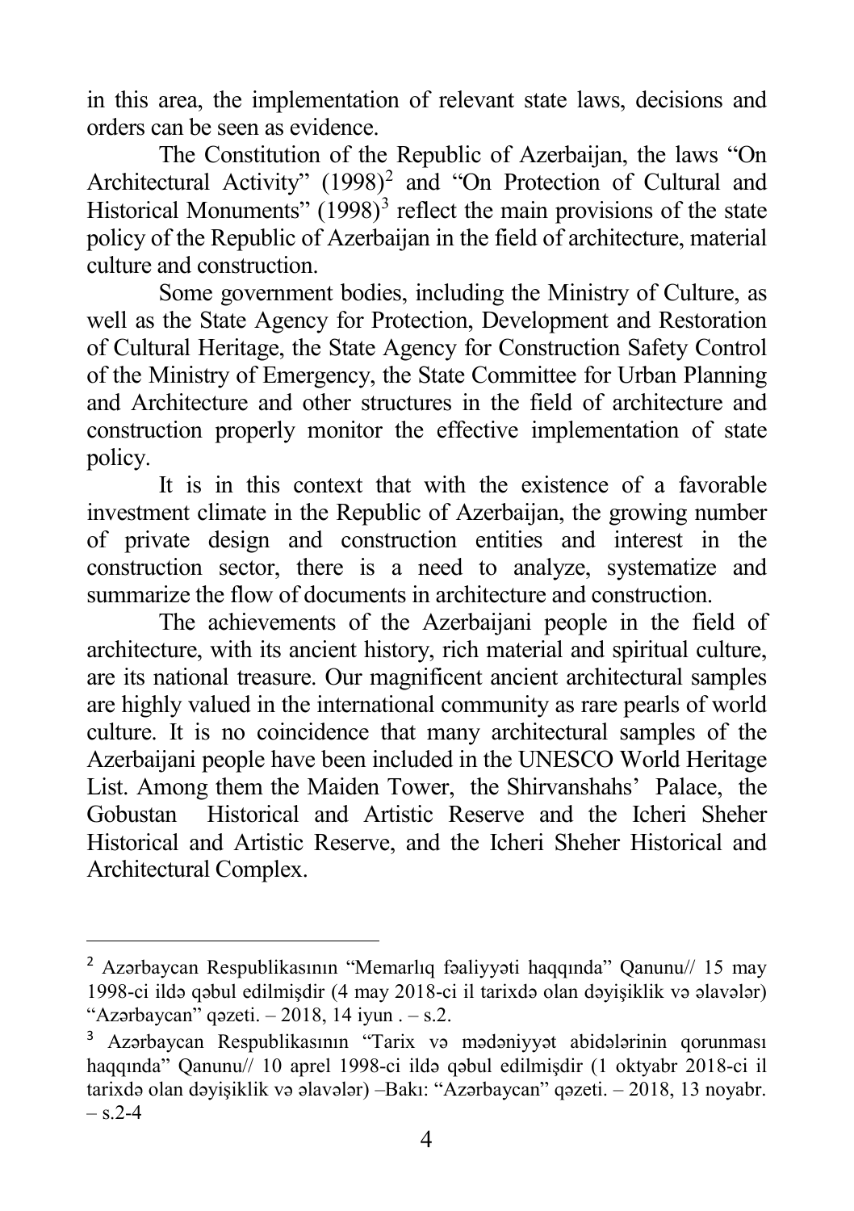in this area, the implementation of relevant state laws, decisions and orders can be seen as evidence.

The Constitution of the Republic of Azerbaijan, the laws "On Architectural Activity" (1998)[2] and "On Protection of Cultural and Historical Monuments" (1998)[3] reflect the main provisions of the state policy of the Republic of Azerbaijan in the field of architecture, material culture and construction.

Some government bodies, including the Ministry of Culture, as well as the State Agency for Protection, Development and Restoration of Cultural Heritage, the State Agency for Construction Safety Control of the Ministry of Emergency, the State Committee for Urban Planning and Architecture and other structures in the field of architecture and construction properly monitor the effective implementation of state policy.

It is in this context that with the existence of a favorable investment climate in the Republic of Azerbaijan, the growing number of private design and construction entities and interest in the construction sector, there is a need to analyze, systematize and summarize the flow of documents in architecture and construction.

The achievements of the Azerbaijani people in the field of architecture, with its ancient history, rich material and spiritual culture, are its national treasure. Our magnificent ancient architectural samples are highly valued in the international community as rare pearls of world culture. It is no coincidence that many architectural samples of the Azerbaijani people have been included in the UNESCO World Heritage List. Among them the Maiden Tower, the Shirvanshahs' Palace, the Gobustan Historical and Artistic Reserve and the Icheri Sheher Historical and Artistic Reserve, and the Icheri Sheher Historical and Architectural Complex.

---

[2] Azərbaycan Respublikasının "Memarlıq fəaliyyəti haqqında" Qanunu// 15 may 1998-ci ildə qəbul edilmişdir (4 may 2018-ci il tarixdə olan dəyişiklik və əlavələr) "Azərbaycan" qəzeti. – 2018, 14 iyun . – s.2.

[3] Azərbaycan Respublikasının "Tarix və mədəniyyət abidələrinin qorunması haqqında" Qanunu// 10 aprel 1998-ci ildə qəbul edilmişdir (1 oktyabr 2018-ci il tarixdə olan dəyişiklik və əlavələr) –Bakı: "Azərbaycan" qəzeti. – 2018, 13 noyabr. – s.2-4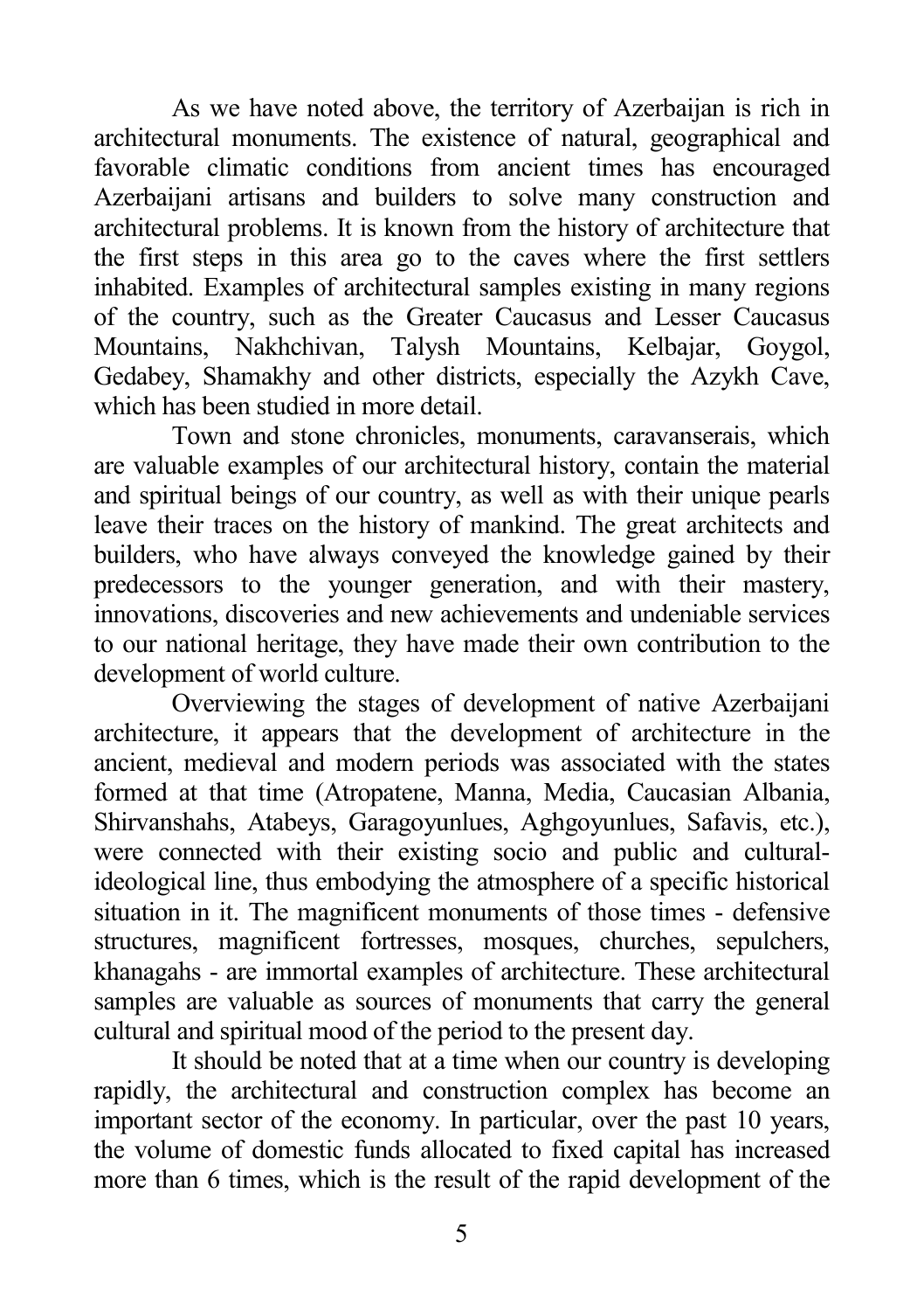As we have noted above, the territory of Azerbaijan is rich in architectural monuments. The existence of natural, geographical and favorable climatic conditions from ancient times has encouraged Azerbaijani artisans and builders to solve many construction and architectural problems. It is known from the history of architecture that the first steps in this area go to the caves where the first settlers inhabited. Examples of architectural samples existing in many regions of the country, such as the Greater Caucasus and Lesser Caucasus Mountains, Nakhchivan, Talysh Mountains, Kelbajar, Goygol, Gedabey, Shamakhy and other districts, especially the Azykh Cave, which has been studied in more detail.

Town and stone chronicles, monuments, caravanserais, which are valuable examples of our architectural history, contain the material and spiritual beings of our country, as well as with their unique pearls leave their traces on the history of mankind. The great architects and builders, who have always conveyed the knowledge gained by their predecessors to the younger generation, and with their mastery, innovations, discoveries and new achievements and undeniable services to our national heritage, they have made their own contribution to the development of world culture.

Overviewing the stages of development of native Azerbaijani architecture, it appears that the development of architecture in the ancient, medieval and modern periods was associated with the states formed at that time (Atropatene, Manna, Media, Caucasian Albania, Shirvanshahs, Atabeys, Garagoyunlues, Aghgoyunlues, Safavis, etc.), were connected with their existing socio and public and cultural-ideological line, thus embodying the atmosphere of a specific historical situation in it. The magnificent monuments of those times - defensive structures, magnificent fortresses, mosques, churches, sepulchers, khanagahs - are immortal examples of architecture. These architectural samples are valuable as sources of monuments that carry the general cultural and spiritual mood of the period to the present day.

It should be noted that at a time when our country is developing rapidly, the architectural and construction complex has become an important sector of the economy. In particular, over the past 10 years, the volume of domestic funds allocated to fixed capital has increased more than 6 times, which is the result of the rapid development of the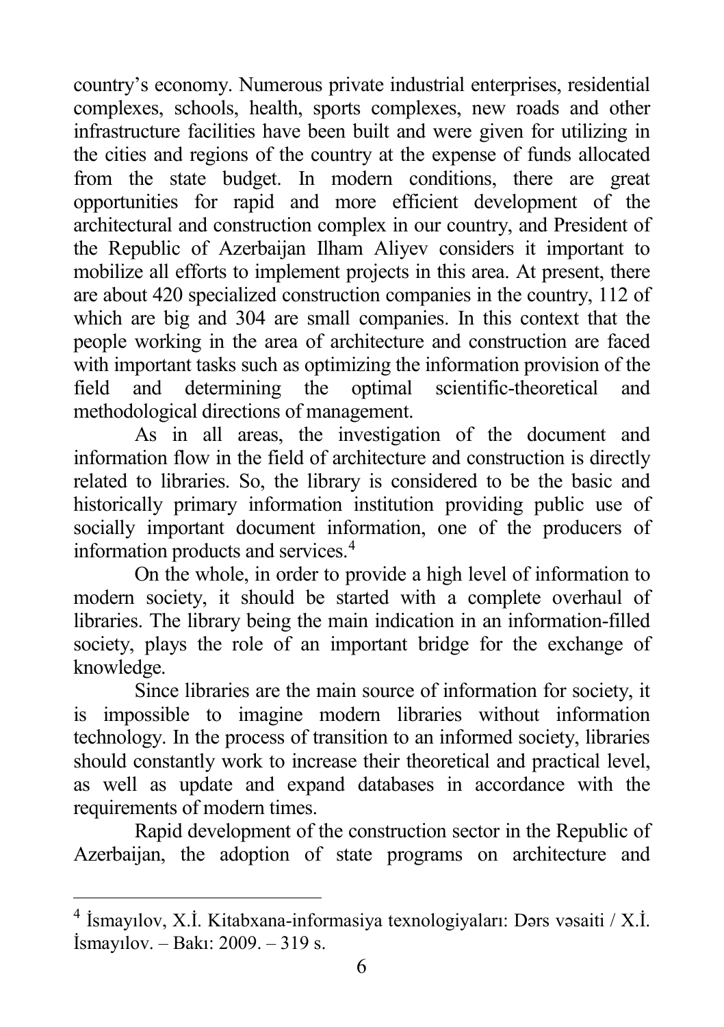country's economy. Numerous private industrial enterprises, residential complexes, schools, health, sports complexes, new roads and other infrastructure facilities have been built and were given for utilizing in the cities and regions of the country at the expense of funds allocated from the state budget. In modern conditions, there are great opportunities for rapid and more efficient development of the architectural and construction complex in our country, and President of the Republic of Azerbaijan Ilham Aliyev considers it important to mobilize all efforts to implement projects in this area. At present, there are about 420 specialized construction companies in the country, 112 of which are big and 304 are small companies. In this context that the people working in the area of architecture and construction are faced with important tasks such as optimizing the information provision of the field and determining the optimal scientific-theoretical and methodological directions of management.

As in all areas, the investigation of the document and information flow in the field of architecture and construction is directly related to libraries. So, the library is considered to be the basic and historically primary information institution providing public use of socially important document information, one of the producers of information products and services.[4]

On the whole, in order to provide a high level of information to modern society, it should be started with a complete overhaul of libraries. The library being the main indication in an information-filled society, plays the role of an important bridge for the exchange of knowledge.

Since libraries are the main source of information for society, it is impossible to imagine modern libraries without information technology. In the process of transition to an informed society, libraries should constantly work to increase their theoretical and practical level, as well as update and expand databases in accordance with the requirements of modern times.

Rapid development of the construction sector in the Republic of Azerbaijan, the adoption of state programs on architecture and

---

[4] İsmayılov, X.İ. Kitabxana-informasiya texnologiyaları: Dərs vəsaiti / X.İ. İsmayılov. – Bakı: 2009. – 319 s.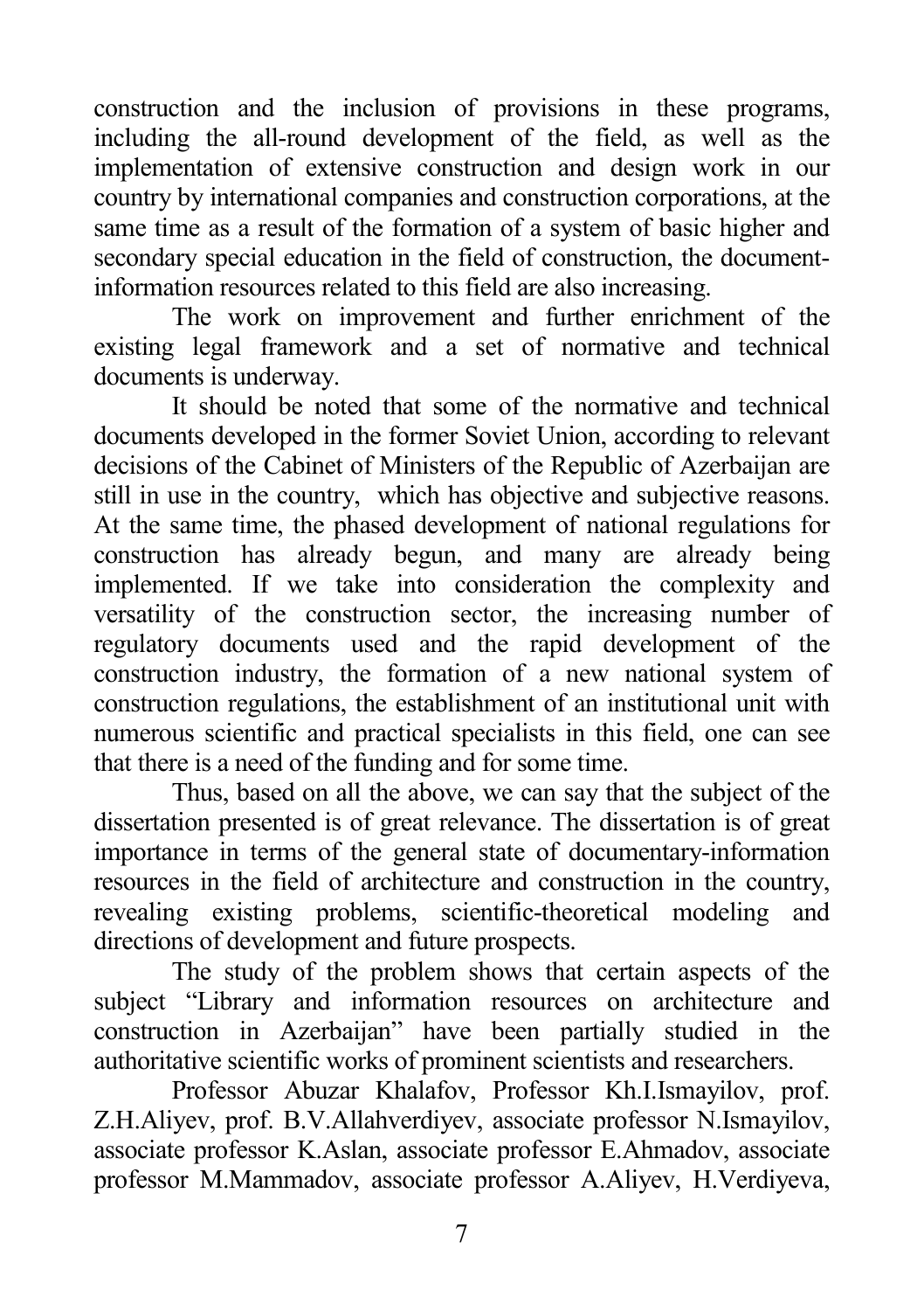construction and the inclusion of provisions in these programs, including the all-round development of the field, as well as the implementation of extensive construction and design work in our country by international companies and construction corporations, at the same time as a result of the formation of a system of basic higher and secondary special education in the field of construction, the document-information resources related to this field are also increasing.

The work on improvement and further enrichment of the existing legal framework and a set of normative and technical documents is underway.

It should be noted that some of the normative and technical documents developed in the former Soviet Union, according to relevant decisions of the Cabinet of Ministers of the Republic of Azerbaijan are still in use in the country, which has objective and subjective reasons. At the same time, the phased development of national regulations for construction has already begun, and many are already being implemented. If we take into consideration the complexity and versatility of the construction sector, the increasing number of regulatory documents used and the rapid development of the construction industry, the formation of a new national system of construction regulations, the establishment of an institutional unit with numerous scientific and practical specialists in this field, one can see that there is a need of the funding and for some time.

Thus, based on all the above, we can say that the subject of the dissertation presented is of great relevance. The dissertation is of great importance in terms of the general state of documentary-information resources in the field of architecture and construction in the country, revealing existing problems, scientific-theoretical modeling and directions of development and future prospects.

The study of the problem shows that certain aspects of the subject “Library and information resources on architecture and construction in Azerbaijan” have been partially studied in the authoritative scientific works of prominent scientists and researchers.

Professor Abuzar Khalafov, Professor Kh.I.Ismayilov, prof. Z.H.Aliyev, prof. B.V.Allahverdiyev, associate professor N.Ismayilov, associate professor K.Aslan, associate professor E.Ahmadov, associate professor M.Mammadov, associate professor A.Aliyev, H.Verdiyeva,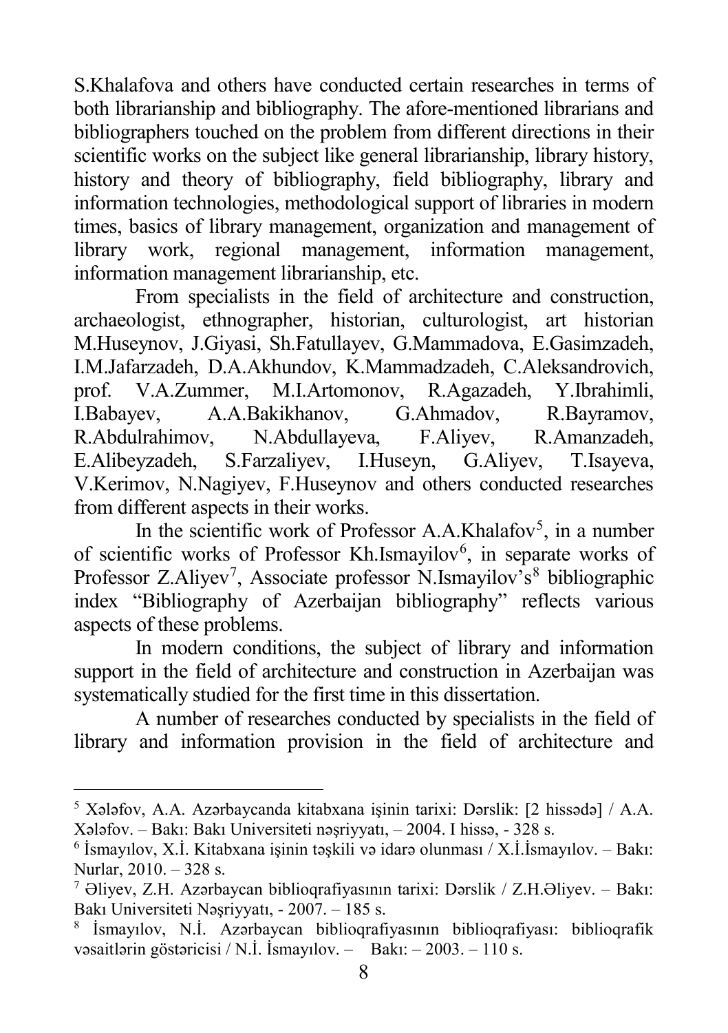S.Khalafova and others have conducted certain researches in terms of both librarianship and bibliography. The afore-mentioned librarians and bibliographers touched on the problem from different directions in their scientific works on the subject like general librarianship, library history, history and theory of bibliography, field bibliography, library and information technologies, methodological support of libraries in modern times, basics of library management, organization and management of library work, regional management, information management, information management librarianship, etc.

From specialists in the field of architecture and construction, archaeologist, ethnographer, historian, culturologist, art historian M.Huseynov, J.Giyasi, Sh.Fatullayev, G.Mammadova, E.Gasimzadeh, I.M.Jafarzadeh, D.A.Akhundov, K.Mammadzadeh, C.Aleksandrovich, prof. V.A.Zummer, M.I.Artomonov, R.Agazadeh, Y.Ibrahimli, I.Babayev, A.A.Bakikhanov, G.Ahmadov, R.Bayramov, R.Abdulrahimov, N.Abdullayeva, F.Aliyev, R.Amanzadeh, E.Alibeyzadeh, S.Farzaliyev, I.Huseyn, G.Aliyev, T.Isayeva, V.Kerimov, N.Nagiyev, F.Huseynov and others conducted researches from different aspects in their works.

In the scientific work of Professor A.A.Khalafov[5], in a number of scientific works of Professor Kh.Ismayilov[6], in separate works of Professor Z.Aliyev[7], Associate professor N.Ismayilov's[8] bibliographic index "Bibliography of Azerbaijan bibliography" reflects various aspects of these problems.

In modern conditions, the subject of library and information support in the field of architecture and construction in Azerbaijan was systematically studied for the first time in this dissertation.

A number of researches conducted by specialists in the field of library and information provision in the field of architecture and

---

[5] Xələfov, A.A. Azərbaycanda kitabxana işinin tarixi: Dərslik: [2 hissədə] / A.A. Xələfov. – Bakı: Bakı Universiteti nəşriyyatı, – 2004. I hissə, - 328 s.

[6] İsmayılov, X.İ. Kitabxana işinin təşkili və idarə olunması / X.İ.İsmayılov. – Bakı: Nurlar, 2010. – 328 s.

[7] Əliyev, Z.H. Azərbaycan biblioqrafiyasının tarixi: Dərslik / Z.H.Əliyev. – Bakı: Bakı Universiteti Nəşriyyatı, - 2007. – 185 s.

[8] İsmayılov, N.İ. Azərbaycan biblioqrafiyasının biblioqrafiyası: biblioqrafik vəsaitlərin göstəricisi / N.İ. İsmayılov. – Bakı: – 2003. – 110 s.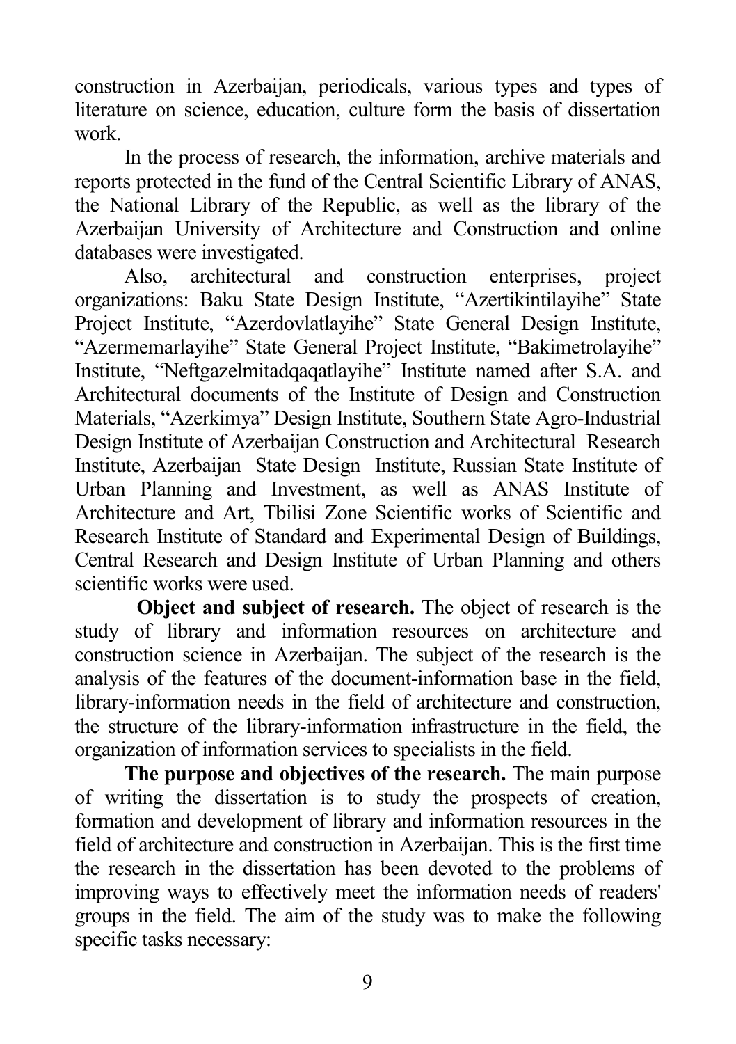construction in Azerbaijan, periodicals, various types and types of literature on science, education, culture form the basis of dissertation work.

In the process of research, the information, archive materials and reports protected in the fund of the Central Scientific Library of ANAS, the National Library of the Republic, as well as the library of the Azerbaijan University of Architecture and Construction and online databases were investigated.

Also, architectural and construction enterprises, project organizations: Baku State Design Institute, "Azertikintilayihe" State Project Institute, "Azerdovlatlayihe" State General Design Institute, "Azermemarlayihe" State General Project Institute, "Bakimetrolayihe" Institute, "Neftgazelmitadqaqatlayihe" Institute named after S.A. and Architectural documents of the Institute of Design and Construction Materials, "Azerkimya" Design Institute, Southern State Agro-Industrial Design Institute of Azerbaijan Construction and Architectural Research Institute, Azerbaijan State Design Institute, Russian State Institute of Urban Planning and Investment, as well as ANAS Institute of Architecture and Art, Tbilisi Zone Scientific works of Scientific and Research Institute of Standard and Experimental Design of Buildings, Central Research and Design Institute of Urban Planning and others scientific works were used.

**Object and subject of research.** The object of research is the study of library and information resources on architecture and construction science in Azerbaijan. The subject of the research is the analysis of the features of the document-information base in the field, library-information needs in the field of architecture and construction, the structure of the library-information infrastructure in the field, the organization of information services to specialists in the field.

**The purpose and objectives of the research.** The main purpose of writing the dissertation is to study the prospects of creation, formation and development of library and information resources in the field of architecture and construction in Azerbaijan. This is the first time the research in the dissertation has been devoted to the problems of improving ways to effectively meet the information needs of readers' groups in the field. The aim of the study was to make the following specific tasks necessary: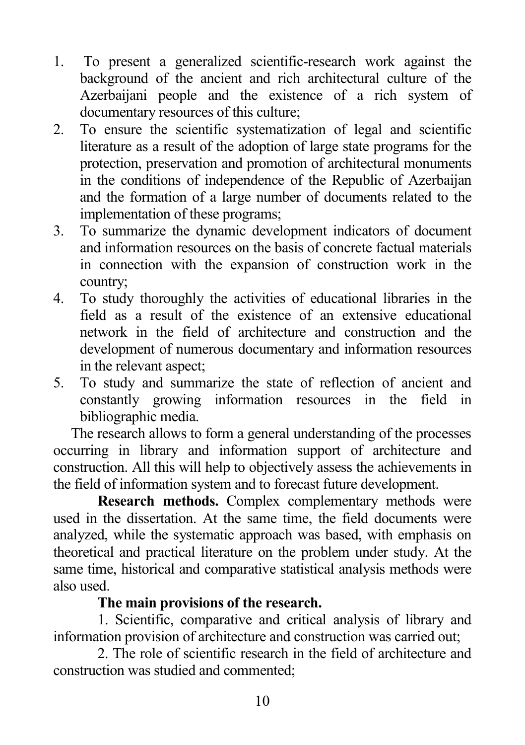1. To present a generalized scientific-research work against the background of the ancient and rich architectural culture of the Azerbaijani people and the existence of a rich system of documentary resources of this culture;
2. To ensure the scientific systematization of legal and scientific literature as a result of the adoption of large state programs for the protection, preservation and promotion of architectural monuments in the conditions of independence of the Republic of Azerbaijan and the formation of a large number of documents related to the implementation of these programs;
3. To summarize the dynamic development indicators of document and information resources on the basis of concrete factual materials in connection with the expansion of construction work in the country;
4. To study thoroughly the activities of educational libraries in the field as a result of the existence of an extensive educational network in the field of architecture and construction and the development of numerous documentary and information resources in the relevant aspect;
5. To study and summarize the state of reflection of ancient and constantly growing information resources in the field in bibliographic media.

The research allows to form a general understanding of the processes occurring in library and information support of architecture and construction. All this will help to objectively assess the achievements in the field of information system and to forecast future development.

**Research methods.** Complex complementary methods were used in the dissertation. At the same time, the field documents were analyzed, while the systematic approach was based, with emphasis on theoretical and practical literature on the problem under study. At the same time, historical and comparative statistical analysis methods were also used.

**The main provisions of the research.**

1. Scientific, comparative and critical analysis of library and information provision of architecture and construction was carried out;

2. The role of scientific research in the field of architecture and construction was studied and commented;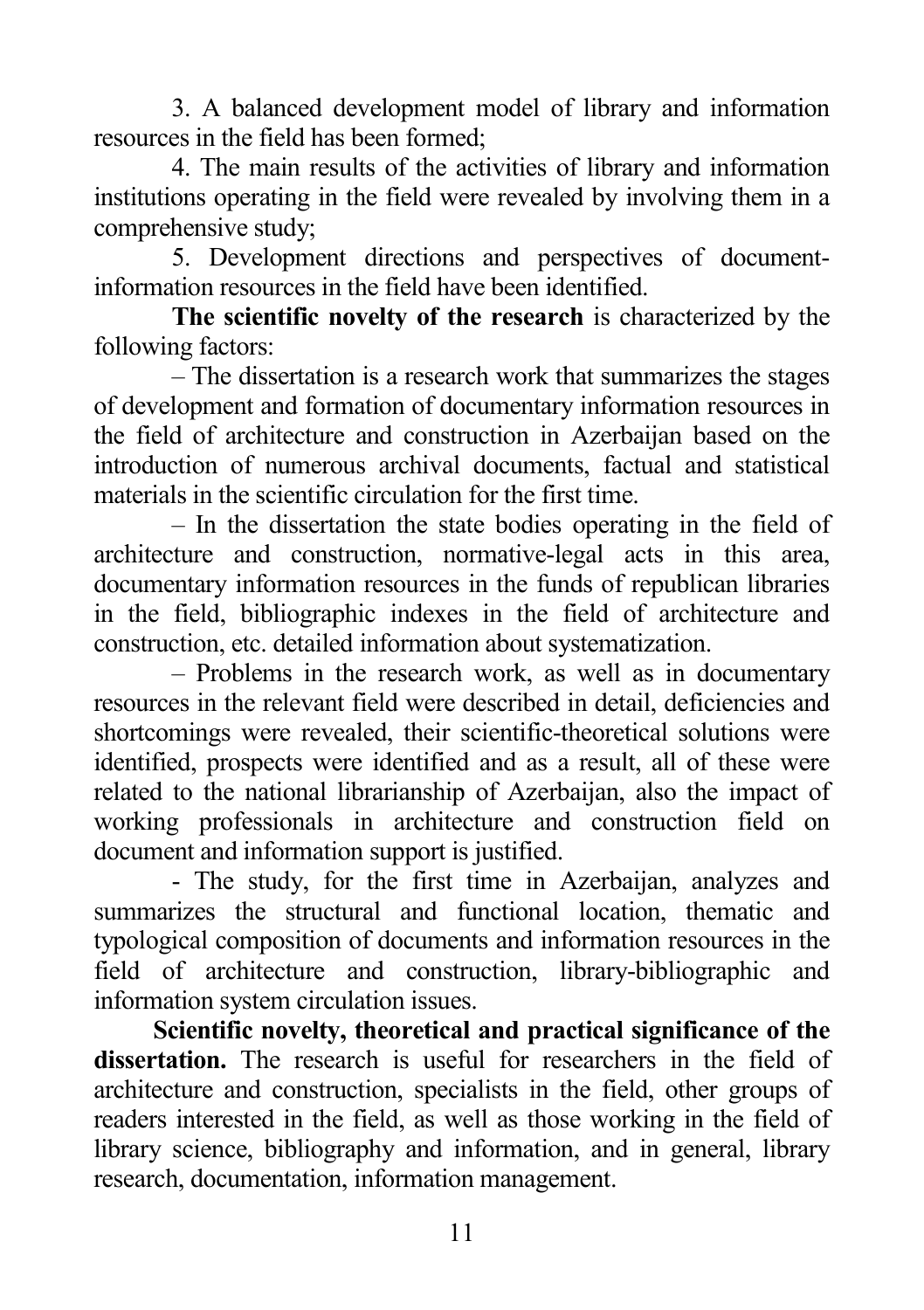3. A balanced development model of library and information resources in the field has been formed;

4. The main results of the activities of library and information institutions operating in the field were revealed by involving them in a comprehensive study;

5. Development directions and perspectives of document-information resources in the field have been identified.

**The scientific novelty of the research** is characterized by the following factors:

– The dissertation is a research work that summarizes the stages of development and formation of documentary information resources in the field of architecture and construction in Azerbaijan based on the introduction of numerous archival documents, factual and statistical materials in the scientific circulation for the first time.

– In the dissertation the state bodies operating in the field of architecture and construction, normative-legal acts in this area, documentary information resources in the funds of republican libraries in the field, bibliographic indexes in the field of architecture and construction, etc. detailed information about systematization.

– Problems in the research work, as well as in documentary resources in the relevant field were described in detail, deficiencies and shortcomings were revealed, their scientific-theoretical solutions were identified, prospects were identified and as a result, all of these were related to the national librarianship of Azerbaijan, also the impact of working professionals in architecture and construction field on document and information support is justified.

- The study, for the first time in Azerbaijan, analyzes and summarizes the structural and functional location, thematic and typological composition of documents and information resources in the field of architecture and construction, library-bibliographic and information system circulation issues.

**Scientific novelty, theoretical and practical significance of the dissertation.** The research is useful for researchers in the field of architecture and construction, specialists in the field, other groups of readers interested in the field, as well as those working in the field of library science, bibliography and information, and in general, library research, documentation, information management.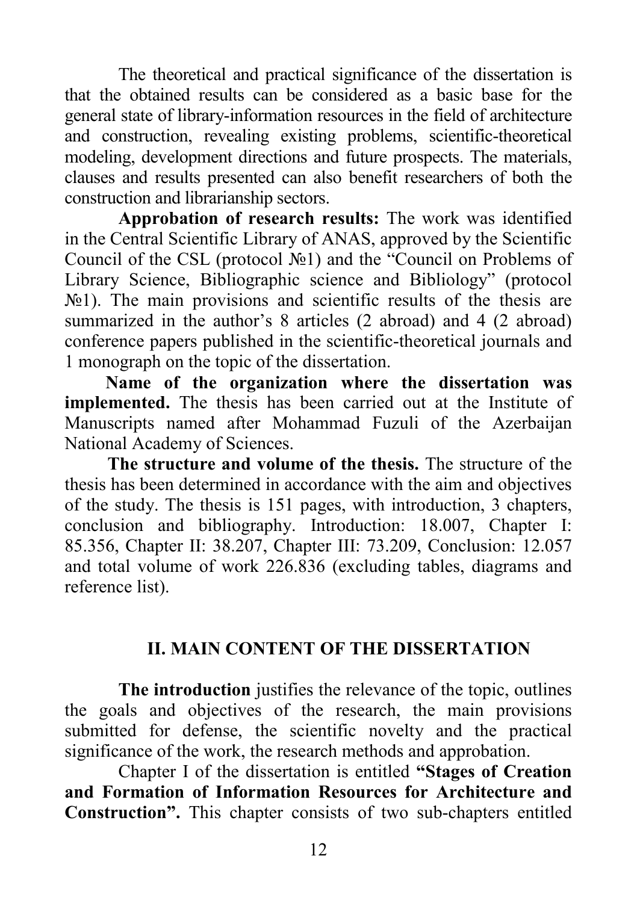The theoretical and practical significance of the dissertation is that the obtained results can be considered as a basic base for the general state of library-information resources in the field of architecture and construction, revealing existing problems, scientific-theoretical modeling, development directions and future prospects. The materials, clauses and results presented can also benefit researchers of both the construction and librarianship sectors.

**Approbation of research results:** The work was identified in the Central Scientific Library of ANAS, approved by the Scientific Council of the CSL (protocol №1) and the "Council on Problems of Library Science, Bibliographic science and Bibliology" (protocol №1). The main provisions and scientific results of the thesis are summarized in the author's 8 articles (2 abroad) and 4 (2 abroad) conference papers published in the scientific-theoretical journals and 1 monograph on the topic of the dissertation.

**Name of the organization where the dissertation was implemented.** The thesis has been carried out at the Institute of Manuscripts named after Mohammad Fuzuli of the Azerbaijan National Academy of Sciences.

**The structure and volume of the thesis.** The structure of the thesis has been determined in accordance with the aim and objectives of the study. The thesis is 151 pages, with introduction, 3 chapters, conclusion and bibliography. Introduction: 18.007, Chapter I: 85.356, Chapter II: 38.207, Chapter III: 73.209, Conclusion: 12.057 and total volume of work 226.836 (excluding tables, diagrams and reference list).

## II. MAIN CONTENT OF THE DISSERTATION

**The introduction** justifies the relevance of the topic, outlines the goals and objectives of the research, the main provisions submitted for defense, the scientific novelty and the practical significance of the work, the research methods and approbation.

Chapter I of the dissertation is entitled **"Stages of Creation and Formation of Information Resources for Architecture and Construction".** This chapter consists of two sub-chapters entitled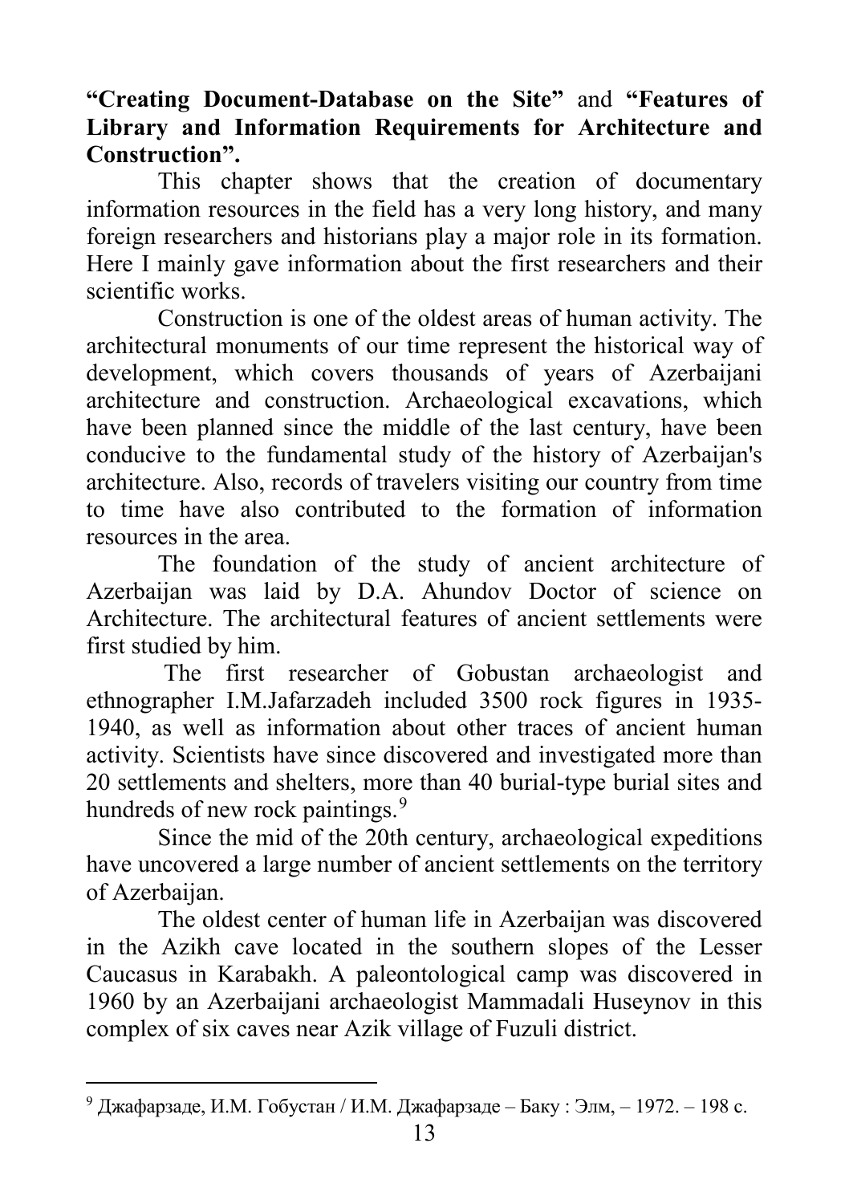**"Creating Document-Database on the Site"** and **"Features of Library and Information Requirements for Architecture and Construction".**

This chapter shows that the creation of documentary information resources in the field has a very long history, and many foreign researchers and historians play a major role in its formation. Here I mainly gave information about the first researchers and their scientific works.

Construction is one of the oldest areas of human activity. The architectural monuments of our time represent the historical way of development, which covers thousands of years of Azerbaijani architecture and construction. Archaeological excavations, which have been planned since the middle of the last century, have been conducive to the fundamental study of the history of Azerbaijan's architecture. Also, records of travelers visiting our country from time to time have also contributed to the formation of information resources in the area.

The foundation of the study of ancient architecture of Azerbaijan was laid by D.A. Ahundov Doctor of science on Architecture. The architectural features of ancient settlements were first studied by him.

The first researcher of Gobustan archaeologist and ethnographer I.M.Jafarzadeh included 3500 rock figures in 1935-1940, as well as information about other traces of ancient human activity. Scientists have since discovered and investigated more than 20 settlements and shelters, more than 40 burial-type burial sites and hundreds of new rock paintings.[9]

Since the mid of the 20th century, archaeological expeditions have uncovered a large number of ancient settlements on the territory of Azerbaijan.

The oldest center of human life in Azerbaijan was discovered in the Azikh cave located in the southern slopes of the Lesser Caucasus in Karabakh. A paleontological camp was discovered in 1960 by an Azerbaijani archaeologist Mammadali Huseynov in this complex of six caves near Azik village of Fuzuli district.

---

[9] Джафарзаде, И.М. Гобустан / И.М. Джафарзаде – Баку : Элм, – 1972. – 198 с.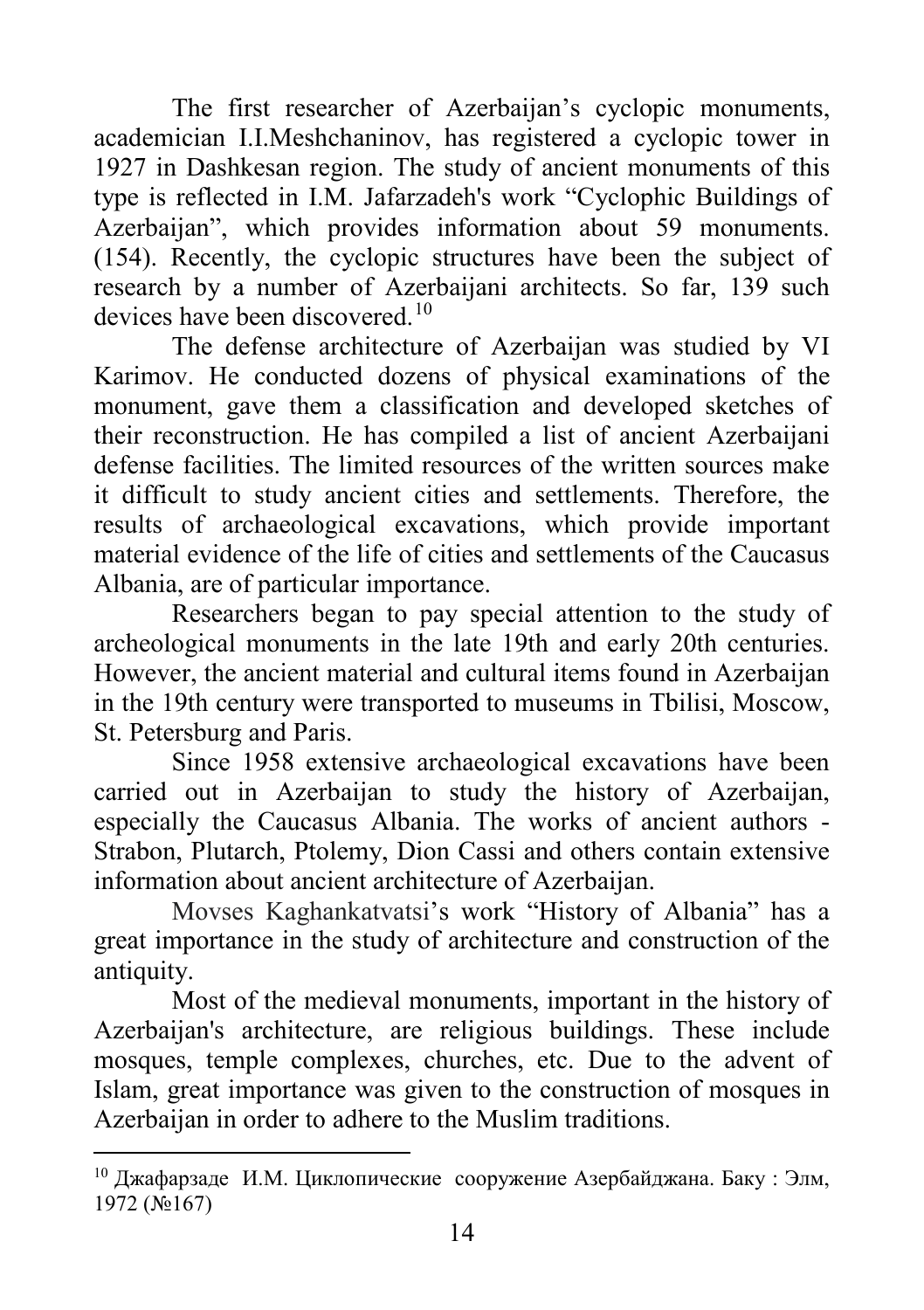The first researcher of Azerbaijan's cyclopic monuments, academician I.I.Meshchaninov, has registered a cyclopic tower in 1927 in Dashkesan region. The study of ancient monuments of this type is reflected in I.M. Jafarzadeh's work "Cyclophic Buildings of Azerbaijan", which provides information about 59 monuments. (154). Recently, the cyclopic structures have been the subject of research by a number of Azerbaijani architects. So far, 139 such devices have been discovered.[10]

The defense architecture of Azerbaijan was studied by VI Karimov. He conducted dozens of physical examinations of the monument, gave them a classification and developed sketches of their reconstruction. He has compiled a list of ancient Azerbaijani defense facilities. The limited resources of the written sources make it difficult to study ancient cities and settlements. Therefore, the results of archaeological excavations, which provide important material evidence of the life of cities and settlements of the Caucasus Albania, are of particular importance.

Researchers began to pay special attention to the study of archeological monuments in the late 19th and early 20th centuries. However, the ancient material and cultural items found in Azerbaijan in the 19th century were transported to museums in Tbilisi, Moscow, St. Petersburg and Paris.

Since 1958 extensive archaeological excavations have been carried out in Azerbaijan to study the history of Azerbaijan, especially the Caucasus Albania. The works of ancient authors - Strabon, Plutarch, Ptolemy, Dion Cassi and others contain extensive information about ancient architecture of Azerbaijan.

Movses Kaghankatvatsi's work "History of Albania" has a great importance in the study of architecture and construction of the antiquity.

Most of the medieval monuments, important in the history of Azerbaijan's architecture, are religious buildings. These include mosques, temple complexes, churches, etc. Due to the advent of Islam, great importance was given to the construction of mosques in Azerbaijan in order to adhere to the Muslim traditions.

---

[10] Джафарзаде И.М. Циклопические сооружение Азербайджана. Баку : Элм, 1972 (№167)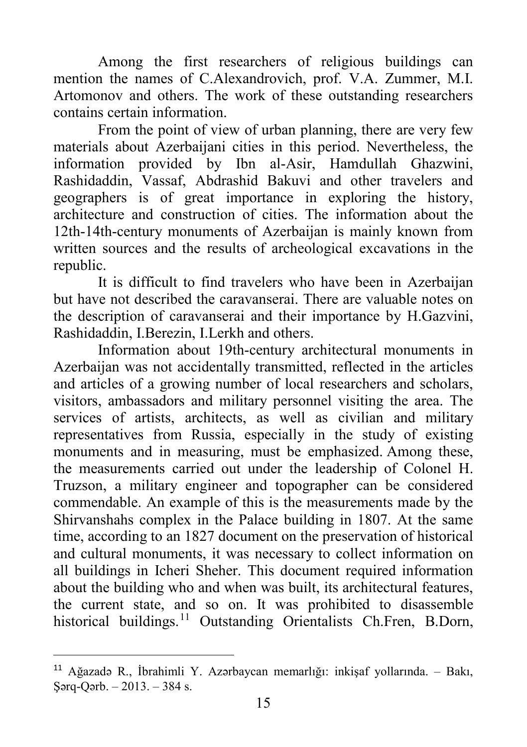Among the first researchers of religious buildings can mention the names of C.Alexandrovich, prof. V.A. Zummer, M.I. Artomonov and others. The work of these outstanding researchers contains certain information.

From the point of view of urban planning, there are very few materials about Azerbaijani cities in this period. Nevertheless, the information provided by Ibn al-Asir, Hamdullah Ghazwini, Rashidaddin, Vassaf, Abdrashid Bakuvi and other travelers and geographers is of great importance in exploring the history, architecture and construction of cities. The information about the 12th-14th-century monuments of Azerbaijan is mainly known from written sources and the results of archeological excavations in the republic.

It is difficult to find travelers who have been in Azerbaijan but have not described the caravanserai. There are valuable notes on the description of caravanserai and their importance by H.Gazvini, Rashidaddin, I.Berezin, I.Lerkh and others.

Information about 19th-century architectural monuments in Azerbaijan was not accidentally transmitted, reflected in the articles and articles of a growing number of local researchers and scholars, visitors, ambassadors and military personnel visiting the area. The services of artists, architects, as well as civilian and military representatives from Russia, especially in the study of existing monuments and in measuring, must be emphasized. Among these, the measurements carried out under the leadership of Colonel H. Truzson, a military engineer and topographer can be considered commendable. An example of this is the measurements made by the Shirvanshahs complex in the Palace building in 1807. At the same time, according to an 1827 document on the preservation of historical and cultural monuments, it was necessary to collect information on all buildings in Icheri Sheher. This document required information about the building who and when was built, its architectural features, the current state, and so on. It was prohibited to disassemble historical buildings.[11] Outstanding Orientalists Ch.Fren, B.Dorn,

---

[11] Ağazadə R., İbrahimli Y. Azərbaycan memarlığı: inkişaf yollarında. – Bakı, Şərq-Qərb. – 2013. – 384 s.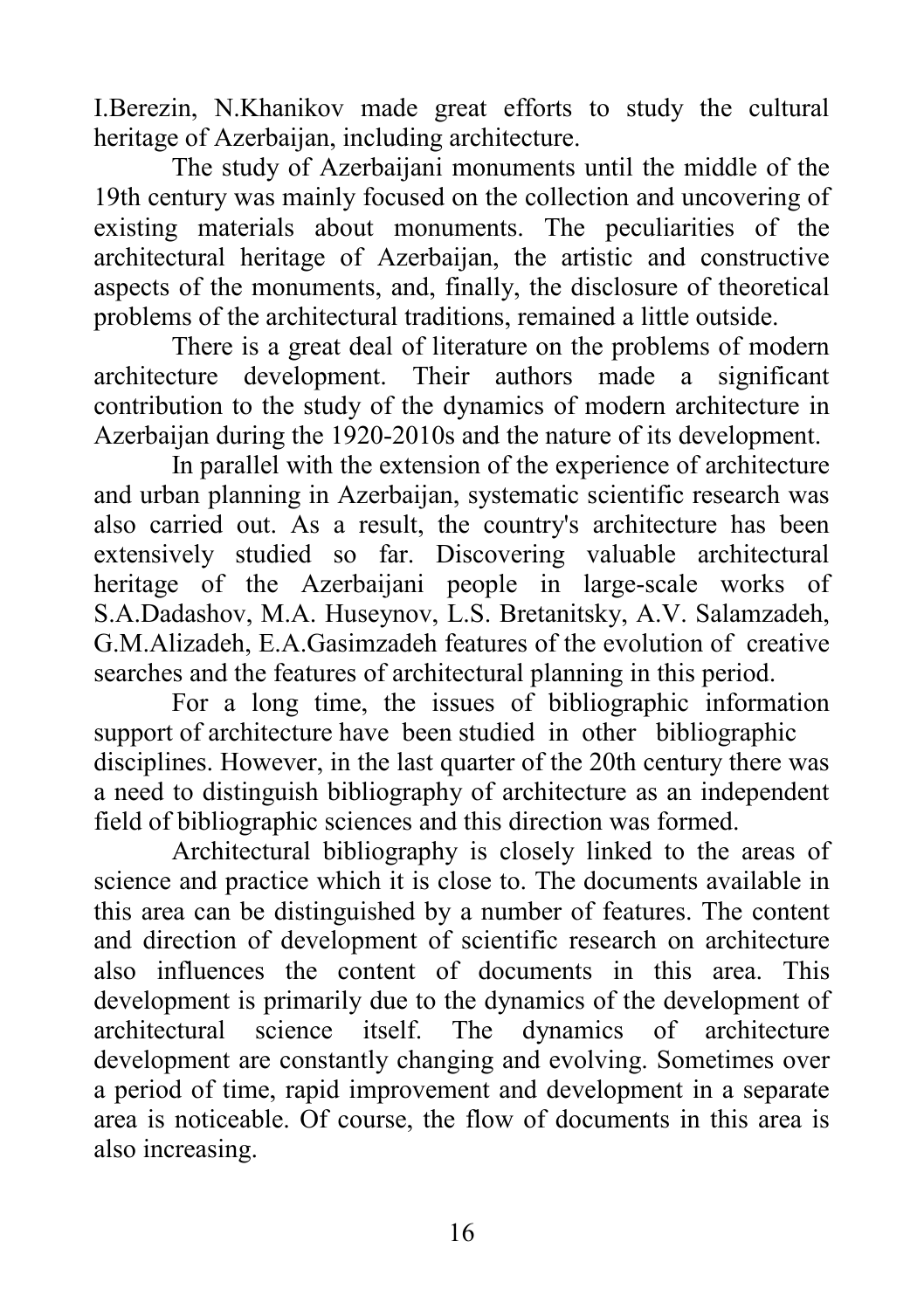I.Berezin, N.Khanikov made great efforts to study the cultural heritage of Azerbaijan, including architecture.

The study of Azerbaijani monuments until the middle of the 19th century was mainly focused on the collection and uncovering of existing materials about monuments. The peculiarities of the architectural heritage of Azerbaijan, the artistic and constructive aspects of the monuments, and, finally, the disclosure of theoretical problems of the architectural traditions, remained a little outside.

There is a great deal of literature on the problems of modern architecture development. Their authors made a significant contribution to the study of the dynamics of modern architecture in Azerbaijan during the 1920-2010s and the nature of its development.

In parallel with the extension of the experience of architecture and urban planning in Azerbaijan, systematic scientific research was also carried out. As a result, the country's architecture has been extensively studied so far. Discovering valuable architectural heritage of the Azerbaijani people in large-scale works of S.A.Dadashov, M.A. Huseynov, L.S. Bretanitsky, A.V. Salamzadeh, G.M.Alizadeh, E.A.Gasimzadeh features of the evolution of creative searches and the features of architectural planning in this period.

For a long time, the issues of bibliographic information support of architecture have been studied in other bibliographic disciplines. However, in the last quarter of the 20th century there was a need to distinguish bibliography of architecture as an independent field of bibliographic sciences and this direction was formed.

Architectural bibliography is closely linked to the areas of science and practice which it is close to. The documents available in this area can be distinguished by a number of features. The content and direction of development of scientific research on architecture also influences the content of documents in this area. This development is primarily due to the dynamics of the development of architectural science itself. The dynamics of architecture development are constantly changing and evolving. Sometimes over a period of time, rapid improvement and development in a separate area is noticeable. Of course, the flow of documents in this area is also increasing.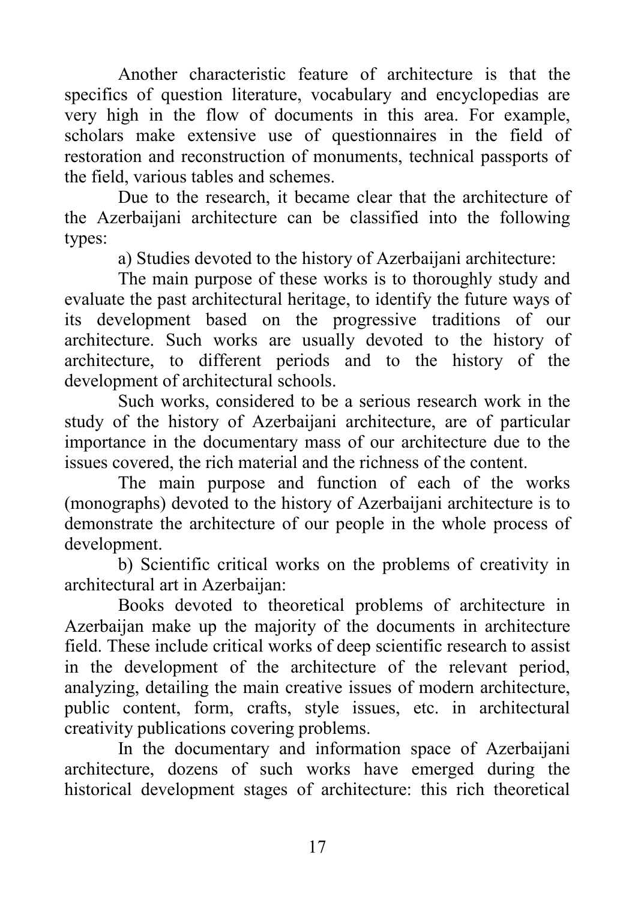Another characteristic feature of architecture is that the specifics of question literature, vocabulary and encyclopedias are very high in the flow of documents in this area. For example, scholars make extensive use of questionnaires in the field of restoration and reconstruction of monuments, technical passports of the field, various tables and schemes.

Due to the research, it became clear that the architecture of the Azerbaijani architecture can be classified into the following types:

a) Studies devoted to the history of Azerbaijani architecture:

The main purpose of these works is to thoroughly study and evaluate the past architectural heritage, to identify the future ways of its development based on the progressive traditions of our architecture. Such works are usually devoted to the history of architecture, to different periods and to the history of the development of architectural schools.

Such works, considered to be a serious research work in the study of the history of Azerbaijani architecture, are of particular importance in the documentary mass of our architecture due to the issues covered, the rich material and the richness of the content.

The main purpose and function of each of the works (monographs) devoted to the history of Azerbaijani architecture is to demonstrate the architecture of our people in the whole process of development.

b) Scientific critical works on the problems of creativity in architectural art in Azerbaijan:

Books devoted to theoretical problems of architecture in Azerbaijan make up the majority of the documents in architecture field. These include critical works of deep scientific research to assist in the development of the architecture of the relevant period, analyzing, detailing the main creative issues of modern architecture, public content, form, crafts, style issues, etc. in architectural creativity publications covering problems.

In the documentary and information space of Azerbaijani architecture, dozens of such works have emerged during the historical development stages of architecture: this rich theoretical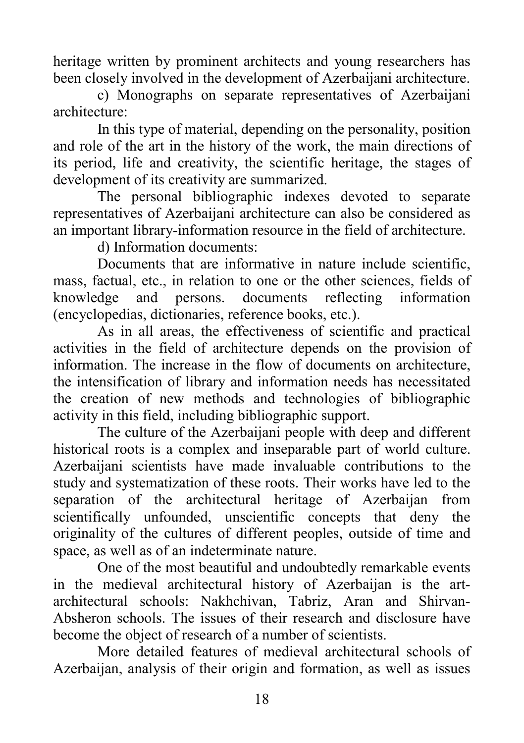heritage written by prominent architects and young researchers has been closely involved in the development of Azerbaijani architecture.

c) Monographs on separate representatives of Azerbaijani architecture:

In this type of material, depending on the personality, position and role of the art in the history of the work, the main directions of its period, life and creativity, the scientific heritage, the stages of development of its creativity are summarized.

The personal bibliographic indexes devoted to separate representatives of Azerbaijani architecture can also be considered as an important library-information resource in the field of architecture.

d) Information documents:

Documents that are informative in nature include scientific, mass, factual, etc., in relation to one or the other sciences, fields of knowledge and persons. documents reflecting information (encyclopedias, dictionaries, reference books, etc.).

As in all areas, the effectiveness of scientific and practical activities in the field of architecture depends on the provision of information. The increase in the flow of documents on architecture, the intensification of library and information needs has necessitated the creation of new methods and technologies of bibliographic activity in this field, including bibliographic support.

The culture of the Azerbaijani people with deep and different historical roots is a complex and inseparable part of world culture. Azerbaijani scientists have made invaluable contributions to the study and systematization of these roots. Their works have led to the separation of the architectural heritage of Azerbaijan from scientifically unfounded, unscientific concepts that deny the originality of the cultures of different peoples, outside of time and space, as well as of an indeterminate nature.

One of the most beautiful and undoubtedly remarkable events in the medieval architectural history of Azerbaijan is the art-architectural schools: Nakhchivan, Tabriz, Aran and Shirvan-Absheron schools. The issues of their research and disclosure have become the object of research of a number of scientists.

More detailed features of medieval architectural schools of Azerbaijan, analysis of their origin and formation, as well as issues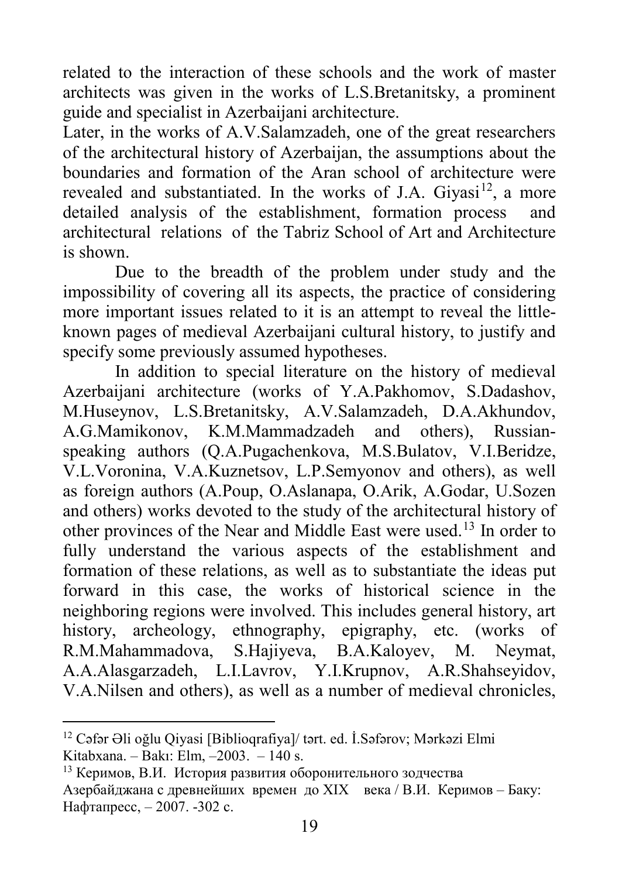related to the interaction of these schools and the work of master architects was given in the works of L.S.Bretanitsky, a prominent guide and specialist in Azerbaijani architecture.
Later, in the works of A.V.Salamzadeh, one of the great researchers of the architectural history of Azerbaijan, the assumptions about the boundaries and formation of the Aran school of architecture were revealed and substantiated. In the works of J.A. Giyasi[12], a more detailed analysis of the establishment, formation process and architectural relations of the Tabriz School of Art and Architecture is shown.

Due to the breadth of the problem under study and the impossibility of covering all its aspects, the practice of considering more important issues related to it is an attempt to reveal the little-known pages of medieval Azerbaijani cultural history, to justify and specify some previously assumed hypotheses.

In addition to special literature on the history of medieval Azerbaijani architecture (works of Y.A.Pakhomov, S.Dadashov, M.Huseynov, L.S.Bretanitsky, A.V.Salamzadeh, D.A.Akhundov, A.G.Mamikonov, K.M.Mammadzadeh and others), Russian-speaking authors (Q.A.Pugachenkova, M.S.Bulatov, V.I.Beridze, V.L.Voronina, V.A.Kuznetsov, L.P.Semyonov and others), as well as foreign authors (A.Poup, O.Aslanapa, O.Arik, A.Godar, U.Sozen and others) works devoted to the study of the architectural history of other provinces of the Near and Middle East were used.[13] In order to fully understand the various aspects of the establishment and formation of these relations, as well as to substantiate the ideas put forward in this case, the works of historical science in the neighboring regions were involved. This includes general history, art history, archeology, ethnography, epigraphy, etc. (works of R.M.Mahammadova, S.Hajiyeva, B.A.Kaloyev, M. Neymat, A.A.Alasgarzadeh, L.I.Lavrov, Y.I.Krupnov, A.R.Shahseyidov, V.A.Nilsen and others), as well as a number of medieval chronicles,

---

[12] Cəfər Əli oğlu Qiyasi [Biblioqrafiya]/ tərt. ed. İ.Səfərov; Mərkəzi Elmi Kitabxana. – Bakı: Elm, –2003. – 140 s.

[13] Керимов, В.И. История развития оборонительного зодчества Азербайджана с древнейших времен до XIX века / В.И. Керимов – Баку: Нафтапресс, – 2007. -302 с.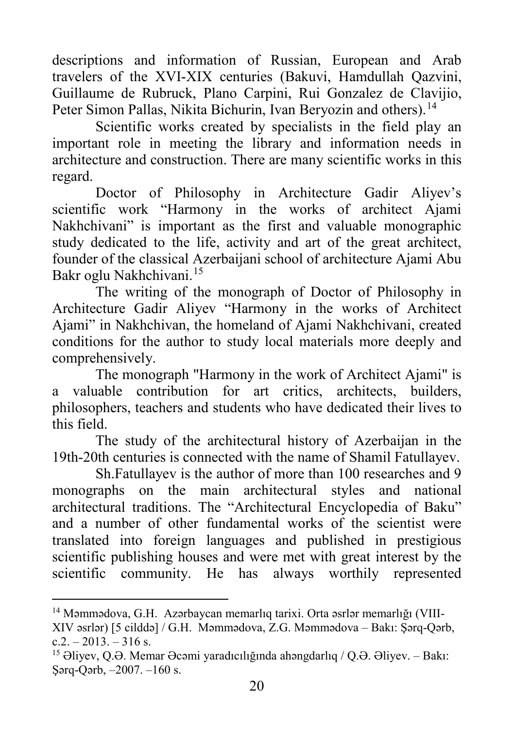descriptions and information of Russian, European and Arab travelers of the XVI-XIX centuries (Bakuvi, Hamdullah Qazvini, Guillaume de Rubruck, Plano Carpini, Rui Gonzalez de Clavijio, Peter Simon Pallas, Nikita Bichurin, Ivan Beryozin and others).[14]

Scientific works created by specialists in the field play an important role in meeting the library and information needs in architecture and construction. There are many scientific works in this regard.

Doctor of Philosophy in Architecture Gadir Aliyev's scientific work "Harmony in the works of architect Ajami Nakhchivani" is important as the first and valuable monographic study dedicated to the life, activity and art of the great architect, founder of the classical Azerbaijani school of architecture Ajami Abu Bakr oglu Nakhchivani.[15]

The writing of the monograph of Doctor of Philosophy in Architecture Gadir Aliyev "Harmony in the works of Architect Ajami" in Nakhchivan, the homeland of Ajami Nakhchivani, created conditions for the author to study local materials more deeply and comprehensively.

The monograph "Harmony in the work of Architect Ajami" is a valuable contribution for art critics, architects, builders, philosophers, teachers and students who have dedicated their lives to this field.

The study of the architectural history of Azerbaijan in the 19th-20th centuries is connected with the name of Shamil Fatullayev.

Sh.Fatullayev is the author of more than 100 researches and 9 monographs on the main architectural styles and national architectural traditions. The "Architectural Encyclopedia of Baku" and a number of other fundamental works of the scientist were translated into foreign languages and published in prestigious scientific publishing houses and were met with great interest by the scientific community. He has always worthily represented

---

[14] Məmmədova, G.H. Azərbaycan memarlıq tarixi. Orta əsrlər memarlığı (VIII-XIV əsrlər) [5 cilddə] / G.H. Məmmədova, Z.G. Məmmədova – Bakı: Şərq-Qərb, c.2. – 2013. – 316 s.

[15] Əliyev, Q.Ə. Memar Əcəmi yaradıcılığında ahəngdarlıq / Q.Ə. Əliyev. – Bakı: Şərq-Qərb, –2007. –160 s.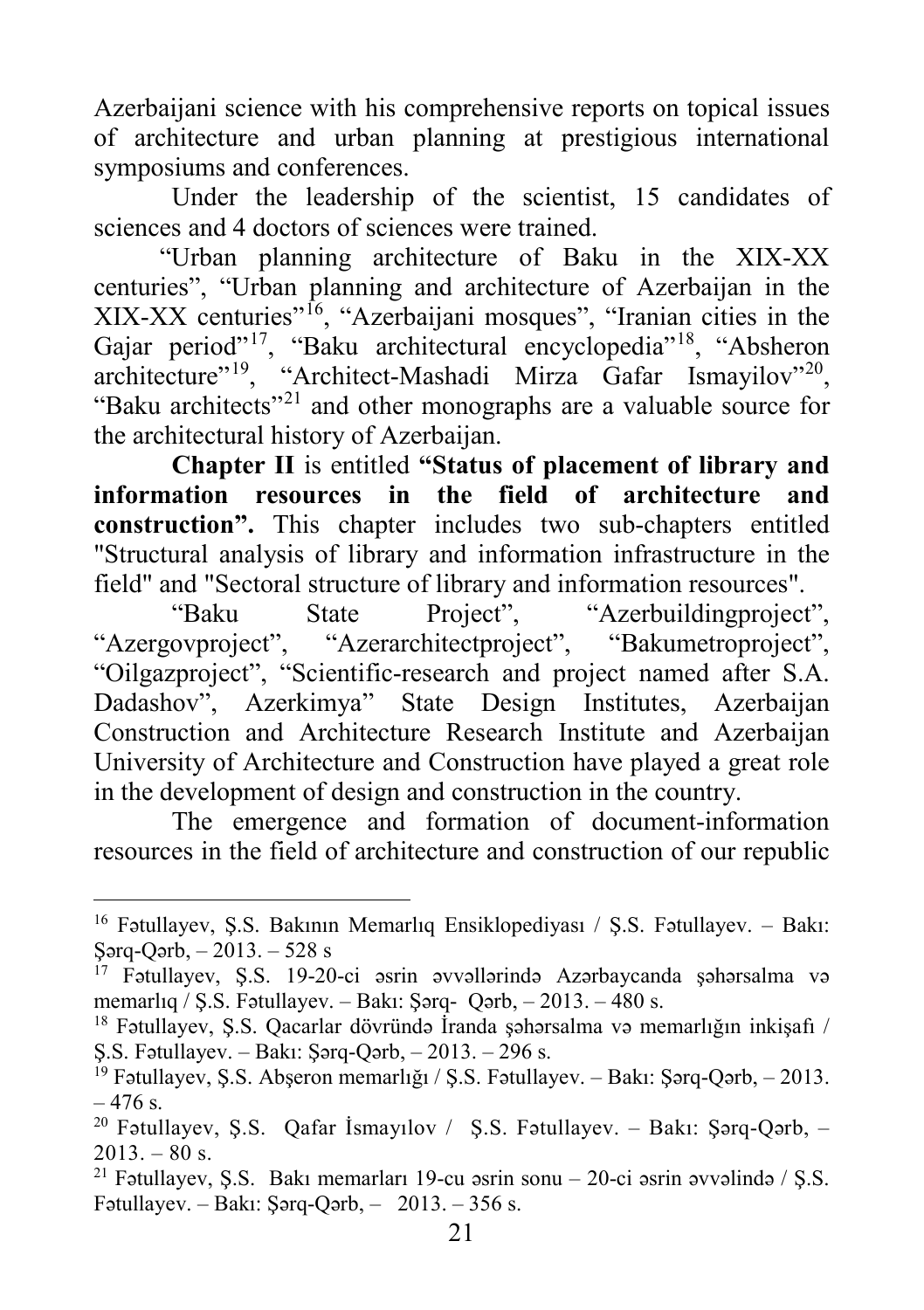Azerbaijani science with his comprehensive reports on topical issues of architecture and urban planning at prestigious international symposiums and conferences.

Under the leadership of the scientist, 15 candidates of sciences and 4 doctors of sciences were trained.

"Urban planning architecture of Baku in the XIX-XX centuries", "Urban planning and architecture of Azerbaijan in the XIX-XX centuries"[16], "Azerbaijani mosques", "Iranian cities in the Gajar period"[17], "Baku architectural encyclopedia"[18], "Absheron architecture"[19], "Architect-Mashadi Mirza Gafar Ismayilov"[20], "Baku architects"[21] and other monographs are a valuable source for the architectural history of Azerbaijan.

**Chapter II** is entitled **"Status of placement of library and information resources in the field of architecture and construction".** This chapter includes two sub-chapters entitled "Structural analysis of library and information infrastructure in the field" and "Sectoral structure of library and information resources".

"Baku State Project", "Azerbuildingproject", "Azergovproject", "Azerarchitectproject", "Bakumetroproject", "Oilgazproject", "Scientific-research and project named after S.A. Dadashov", Azerkimya" State Design Institutes, Azerbaijan Construction and Architecture Research Institute and Azerbaijan University of Architecture and Construction have played a great role in the development of design and construction in the country.

The emergence and formation of document-information resources in the field of architecture and construction of our republic

---

[16] Fətullayev, Ş.S. Bakının Memarlıq Ensiklopediyası / Ş.S. Fətullayev. – Bakı: Şərq-Qərb, – 2013. – 528 s

[17] Fətullayev, Ş.S. 19-20-ci əsrin əvvəllərində Azərbaycanda şəhərsalma və memarlıq / Ş.S. Fətullayev. – Bakı: Şərq- Qərb, – 2013. – 480 s.

[18] Fətullayev, Ş.S. Qacarlar dövründə İranda şəhərsalma və memarlığın inkişafı / Ş.S. Fətullayev. – Bakı: Şərq-Qərb, – 2013. – 296 s.

[19] Fətullayev, Ş.S. Abşeron memarlığı / Ş.S. Fətullayev. – Bakı: Şərq-Qərb, – 2013. – 476 s.

[20] Fətullayev, Ş.S. Qafar İsmayılov / Ş.S. Fətullayev. – Bakı: Şərq-Qərb, – 2013. – 80 s.

[21] Fətullayev, Ş.S. Bakı memarları 19-cu əsrin sonu – 20-ci əsrin əvvəlində / Ş.S. Fətullayev. – Bakı: Şərq-Qərb, – 2013. – 356 s.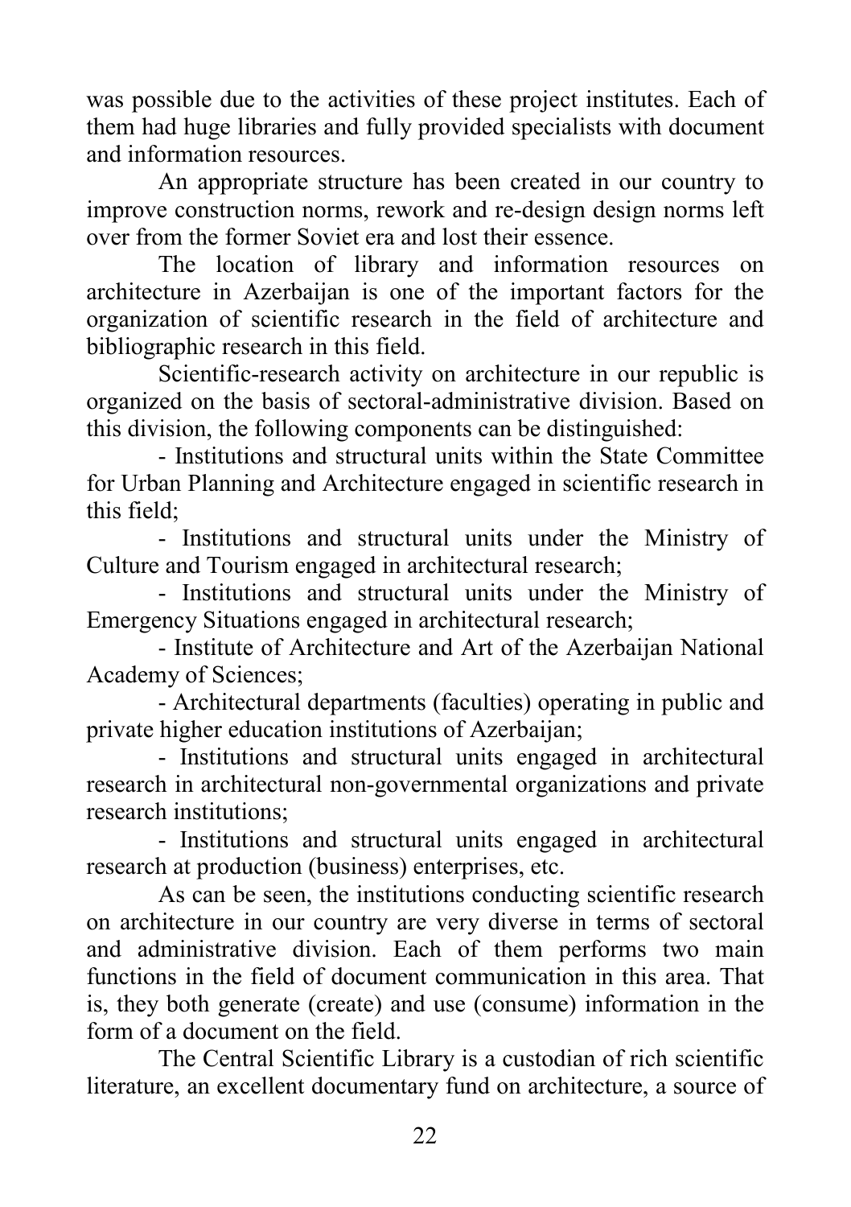was possible due to the activities of these project institutes. Each of them had huge libraries and fully provided specialists with document and information resources.

An appropriate structure has been created in our country to improve construction norms, rework and re-design design norms left over from the former Soviet era and lost their essence.

The location of library and information resources on architecture in Azerbaijan is one of the important factors for the organization of scientific research in the field of architecture and bibliographic research in this field.

Scientific-research activity on architecture in our republic is organized on the basis of sectoral-administrative division. Based on this division, the following components can be distinguished:

- Institutions and structural units within the State Committee for Urban Planning and Architecture engaged in scientific research in this field;
- Institutions and structural units under the Ministry of Culture and Tourism engaged in architectural research;
- Institutions and structural units under the Ministry of Emergency Situations engaged in architectural research;
- Institute of Architecture and Art of the Azerbaijan National Academy of Sciences;
- Architectural departments (faculties) operating in public and private higher education institutions of Azerbaijan;
- Institutions and structural units engaged in architectural research in architectural non-governmental organizations and private research institutions;
- Institutions and structural units engaged in architectural research at production (business) enterprises, etc.

As can be seen, the institutions conducting scientific research on architecture in our country are very diverse in terms of sectoral and administrative division. Each of them performs two main functions in the field of document communication in this area. That is, they both generate (create) and use (consume) information in the form of a document on the field.

The Central Scientific Library is a custodian of rich scientific literature, an excellent documentary fund on architecture, a source of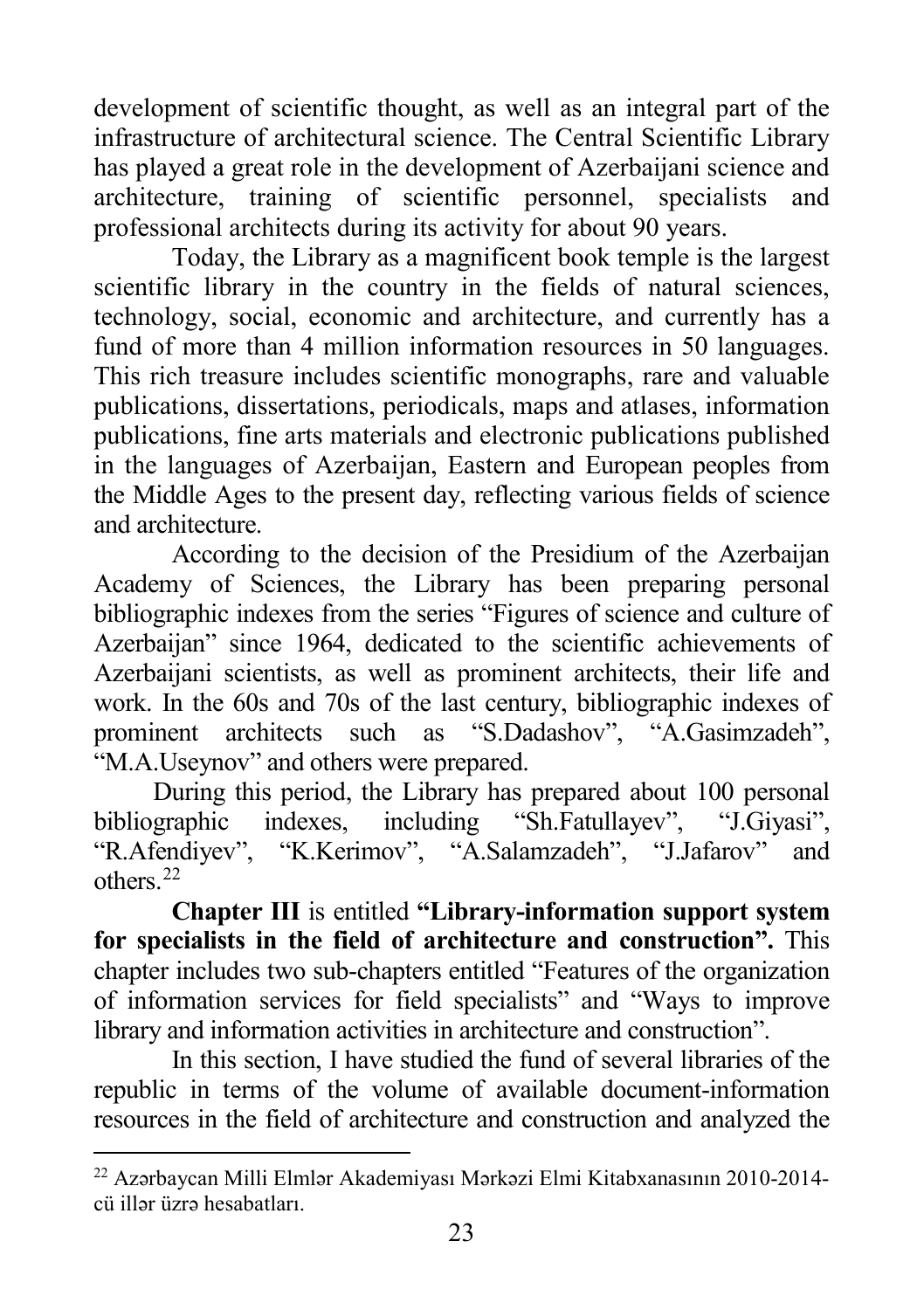development of scientific thought, as well as an integral part of the infrastructure of architectural science. The Central Scientific Library has played a great role in the development of Azerbaijani science and architecture, training of scientific personnel, specialists and professional architects during its activity for about 90 years.

Today, the Library as a magnificent book temple is the largest scientific library in the country in the fields of natural sciences, technology, social, economic and architecture, and currently has a fund of more than 4 million information resources in 50 languages. This rich treasure includes scientific monographs, rare and valuable publications, dissertations, periodicals, maps and atlases, information publications, fine arts materials and electronic publications published in the languages of Azerbaijan, Eastern and European peoples from the Middle Ages to the present day, reflecting various fields of science and architecture.

According to the decision of the Presidium of the Azerbaijan Academy of Sciences, the Library has been preparing personal bibliographic indexes from the series "Figures of science and culture of Azerbaijan" since 1964, dedicated to the scientific achievements of Azerbaijani scientists, as well as prominent architects, their life and work. In the 60s and 70s of the last century, bibliographic indexes of prominent architects such as "S.Dadashov", "A.Gasimzadeh", "M.A.Useynov" and others were prepared.

During this period, the Library has prepared about 100 personal bibliographic indexes, including "Sh.Fatullayev", "J.Giyasi", "R.Afendiyev", "K.Kerimov", "A.Salamzadeh", "J.Jafarov" and others.[22]

**Chapter III** is entitled **"Library-information support system for specialists in the field of architecture and construction".** This chapter includes two sub-chapters entitled "Features of the organization of information services for field specialists" and "Ways to improve library and information activities in architecture and construction".

In this section, I have studied the fund of several libraries of the republic in terms of the volume of available document-information resources in the field of architecture and construction and analyzed the

---

[22] Azərbaycan Milli Elmlər Akademiyası Mərkəzi Elmi Kitabxanasının 2010-2014-cü illər üzrə hesabatları.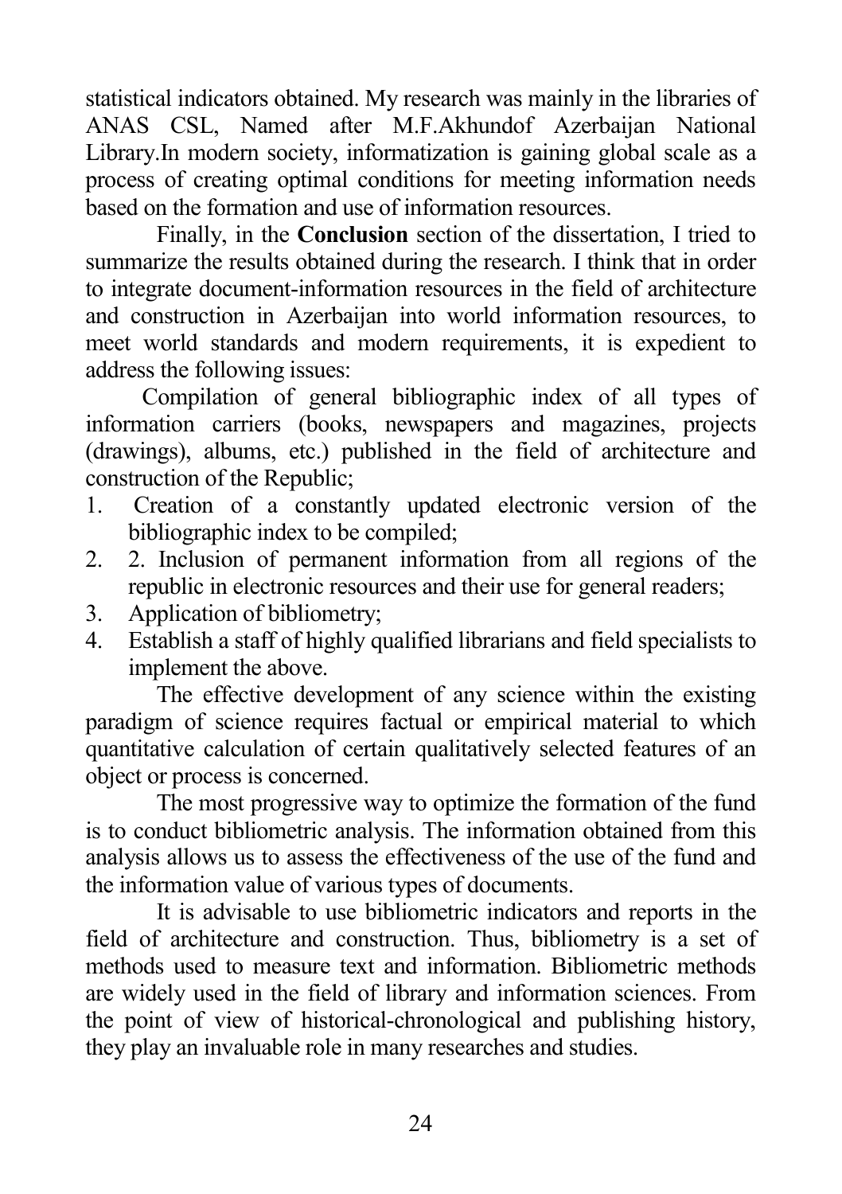statistical indicators obtained. My research was mainly in the libraries of ANAS CSL, Named after M.F.Akhundof Azerbaijan National Library.In modern society, informatization is gaining global scale as a process of creating optimal conditions for meeting information needs based on the formation and use of information resources.

Finally, in the **Conclusion** section of the dissertation, I tried to summarize the results obtained during the research. I think that in order to integrate document-information resources in the field of architecture and construction in Azerbaijan into world information resources, to meet world standards and modern requirements, it is expedient to address the following issues:

Compilation of general bibliographic index of all types of information carriers (books, newspapers and magazines, projects (drawings), albums, etc.) published in the field of architecture and construction of the Republic;

1. Creation of a constantly updated electronic version of the bibliographic index to be compiled;
2. 2. Inclusion of permanent information from all regions of the republic in electronic resources and their use for general readers;
3. Application of bibliometry;
4. Establish a staff of highly qualified librarians and field specialists to implement the above.

The effective development of any science within the existing paradigm of science requires factual or empirical material to which quantitative calculation of certain qualitatively selected features of an object or process is concerned.

The most progressive way to optimize the formation of the fund is to conduct bibliometric analysis. The information obtained from this analysis allows us to assess the effectiveness of the use of the fund and the information value of various types of documents.

It is advisable to use bibliometric indicators and reports in the field of architecture and construction. Thus, bibliometry is a set of methods used to measure text and information. Bibliometric methods are widely used in the field of library and information sciences. From the point of view of historical-chronological and publishing history, they play an invaluable role in many researches and studies.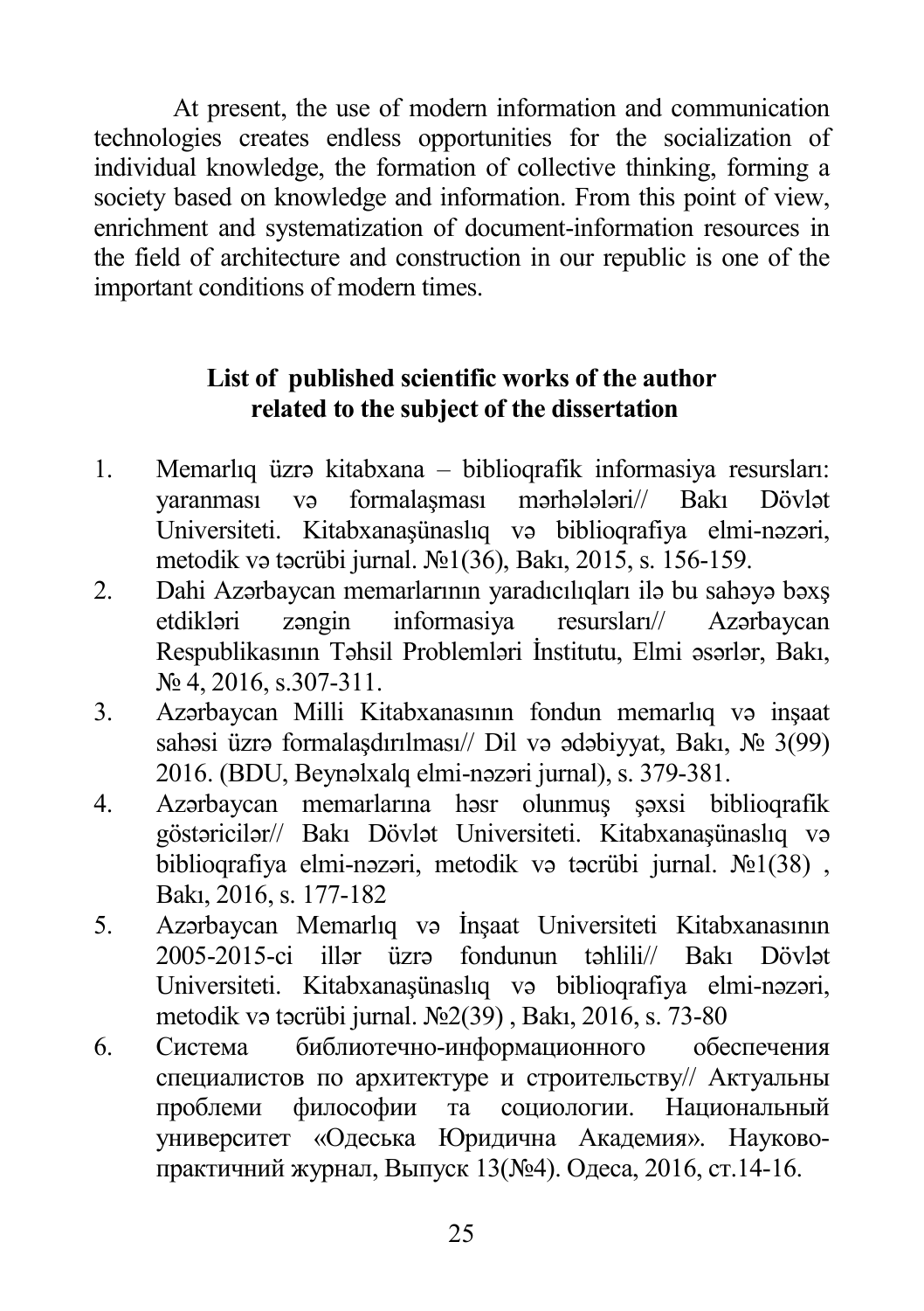At present, the use of modern information and communication technologies creates endless opportunities for the socialization of individual knowledge, the formation of collective thinking, forming a society based on knowledge and information. From this point of view, enrichment and systematization of document-information resources in the field of architecture and construction in our republic is one of the important conditions of modern times.

## List of published scientific works of the author related to the subject of the dissertation

1. Memarlıq üzrə kitabxana – biblioqrafik informasiya resursları: yaranması və formalaşması mərhələləri// Bakı Dövlət Universiteti. Kitabxanaşünaslıq və biblioqrafiya elmi-nəzəri, metodik və təcrübi jurnal. №1(36), Bakı, 2015, s. 156-159.
2. Dahi Azərbaycan memarlarının yaradıcılıqları ilə bu sahəyə bəxş etdikləri zəngin informasiya resursları// Azərbaycan Respublikasının Təhsil Problemləri İnstitutu, Elmi əsərlər, Bakı, № 4, 2016, s.307-311.
3. Azərbaycan Milli Kitabxanasının fondun memarlıq və inşaat sahəsi üzrə formalaşdırılması// Dil və ədəbiyyat, Bakı, № 3(99) 2016. (BDU, Beynəlxalq elmi-nəzəri jurnal), s. 379-381.
4. Azərbaycan memarlarına həsr olunmuş şəxsi biblioqrafik göstəricilər// Bakı Dövlət Universiteti. Kitabxanaşünaslıq və biblioqrafiya elmi-nəzəri, metodik və təcrübi jurnal. №1(38) , Bakı, 2016, s. 177-182
5. Azərbaycan Memarlıq və İnşaat Universiteti Kitabxanasının 2005-2015-ci illər üzrə fondunun təhlili// Bakı Dövlət Universiteti. Kitabxanaşünaslıq və biblioqrafiya elmi-nəzəri, metodik və təcrübi jurnal. №2(39) , Bakı, 2016, s. 73-80
6. Система библиотечно-информационного обеспечения специалистов по архитектуре и строительству// Актуальны проблеми философии та социологии. Национальный университет «Одеська Юридична Академия». Науково-практичний журнал, Выпуск 13(№4). Одеса, 2016, ст.14-16.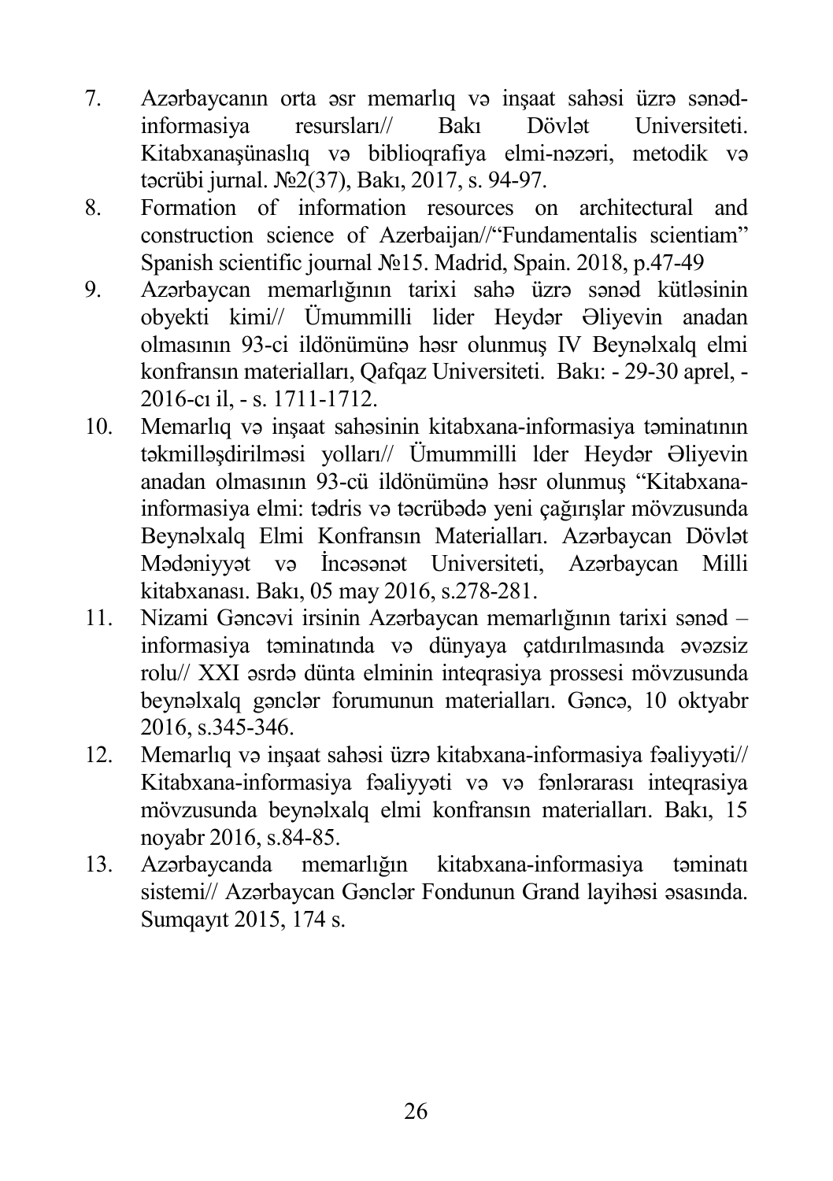7. Azərbaycanın orta əsr memarlıq və inşaat sahəsi üzrə sənəd-informasiya resursları// Bakı Dövlət Universiteti. Kitabxanaşünaslıq və biblioqrafiya elmi-nəzəri, metodik və təcrübi jurnal. №2(37), Bakı, 2017, s. 94-97.
8. Formation of information resources on architectural and construction science of Azerbaijan//"Fundamentalis scientiam" Spanish scientific journal №15. Madrid, Spain. 2018, p.47-49
9. Azərbaycan memarlığının tarixi sahə üzrə sənəd kütləsinin obyekti kimi// Ümummilli lider Heydər Əliyevin anadan olmasının 93-ci ildönümünə həsr olunmuş IV Beynəlxalq elmi konfransın materialları, Qafqaz Universiteti. Bakı: - 29-30 aprel, - 2016-cı il, - s. 1711-1712.
10. Memarlıq və inşaat sahəsinin kitabxana-informasiya təminatının təkmilləşdirilməsi yolları// Ümummilli lder Heydər Əliyevin anadan olmasının 93-cü ildönümünə həsr olunmuş "Kitabxana-informasiya elmi: tədris və təcrübədə yeni çağırışlar mövzusunda Beynəlxalq Elmi Konfransın Materialları. Azərbaycan Dövlət Mədəniyyət və İncəsənət Universiteti, Azərbaycan Milli kitabxanası. Bakı, 05 may 2016, s.278-281.
11. Nizami Gəncəvi irsinin Azərbaycan memarlığının tarixi sənəd – informasiya təminatında və dünyaya çatdırılmasında əvəzsiz rolu// XXI əsrdə dünta elminin inteqrasiya prossesi mövzusunda beynəlxalq gənclər forumunun materialları. Gəncə, 10 oktyabr 2016, s.345-346.
12. Memarlıq və inşaat sahəsi üzrə kitabxana-informasiya fəaliyyəti// Kitabxana-informasiya fəaliyyəti və və fənlərarası inteqrasiya mövzusunda beynəlxalq elmi konfransın materialları. Bakı, 15 noyabr 2016, s.84-85.
13. Azərbaycanda memarlığın kitabxana-informasiya təminatı sistemi// Azərbaycan Gənclər Fondunun Grand layihəsi əsasında. Sumqayıt 2015, 174 s.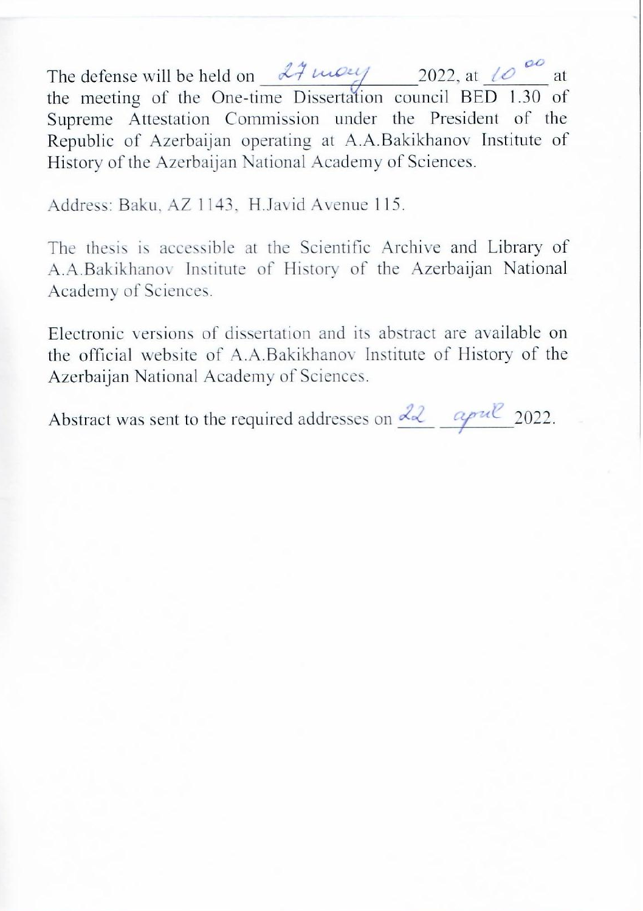The defense will be held on 27 may 2022, at 10$^{00}$ at the meeting of the One-time Dissertation council BED 1.30 of Supreme Attestation Commission under the President of the Republic of Azerbaijan operating at A.A.Bakikhanov Institute of History of the Azerbaijan National Academy of Sciences.

Address: Baku, AZ 1143, H.Javid Avenue 115.

The thesis is accessible at the Scientific Archive and Library of A.A.Bakikhanov Institute of History of the Azerbaijan National Academy of Sciences.

Electronic versions of dissertation and its abstract are available on the official website of A.A.Bakikhanov Institute of History of the Azerbaijan National Academy of Sciences.

Abstract was sent to the required addresses on 22 april 2022.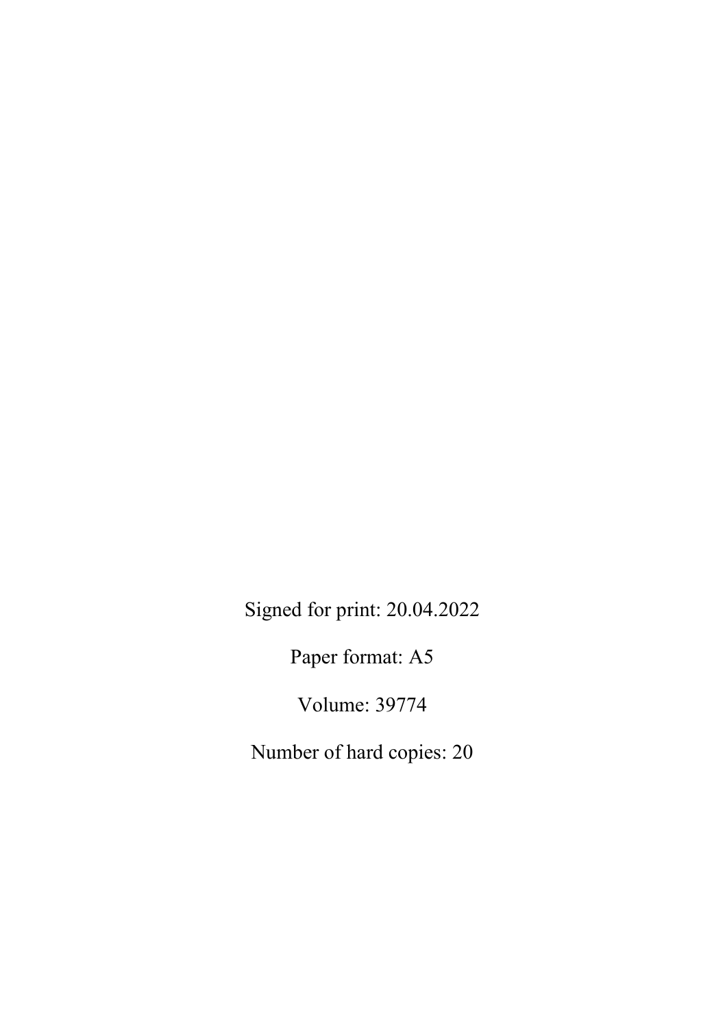Signed for print: 20.04.2022

Paper format: A5

Volume: 39774

Number of hard copies: 20